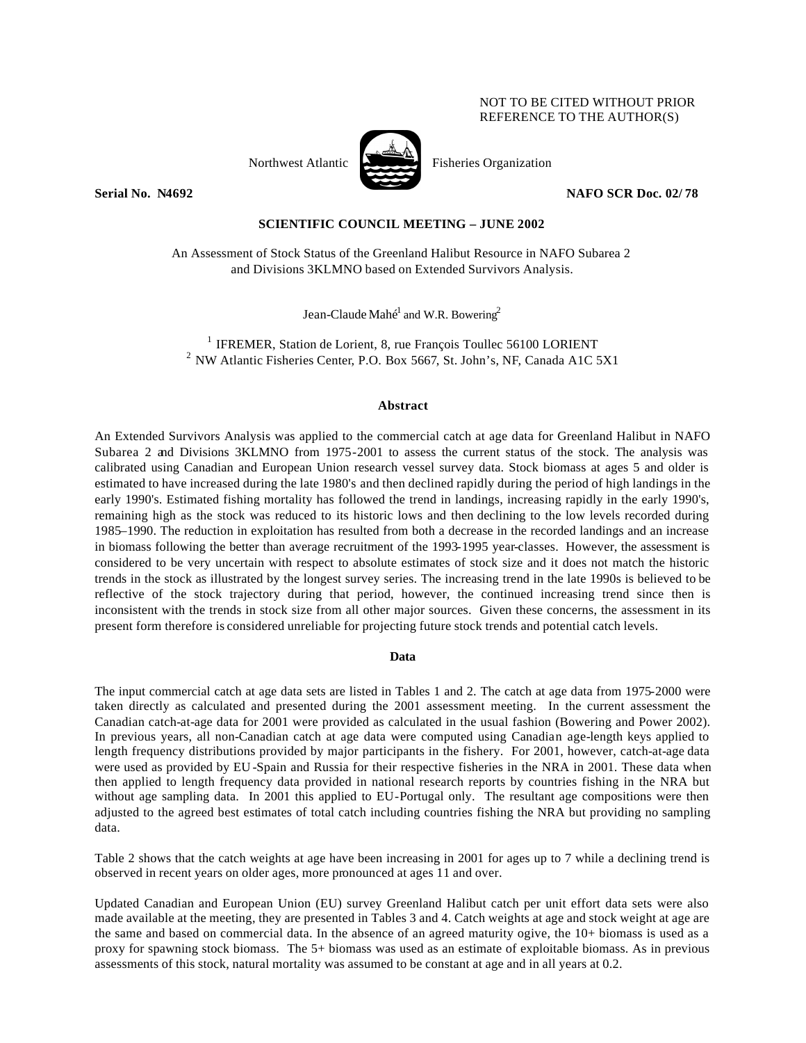NOT TO BE CITED WITHOUT PRIOR REFERENCE TO THE AUTHOR(S)

Northwest Atlantic Fisheries Organization

**Serial No. N4692** **NAFO SCR Doc. 02/78**

**SCIENTIFIC COUNCIL MEETING – JUNE 2002**

An Assessment of Stock Status of the Greenland Halibut Resource in NAFO Subarea 2 and Divisions 3KLMNO based on Extended Survivors Analysis.

Jean-Claude Mahé[1] and W.R. Bowering[2]

[1] IFREMER, Station de Lorient, 8, rue François Toullec 56100 LORIENT
[2] NW Atlantic Fisheries Center, P.O. Box 5667, St. John's, NF, Canada A1C 5X1

## Abstract

An Extended Survivors Analysis was applied to the commercial catch at age data for Greenland Halibut in NAFO Subarea 2 and Divisions 3KLMNO from 1975-2001 to assess the current status of the stock. The analysis was calibrated using Canadian and European Union research vessel survey data. Stock biomass at ages 5 and older is estimated to have increased during the late 1980's and then declined rapidly during the period of high landings in the early 1990's. Estimated fishing mortality has followed the trend in landings, increasing rapidly in the early 1990's, remaining high as the stock was reduced to its historic lows and then declining to the low levels recorded during 1985–1990. The reduction in exploitation has resulted from both a decrease in the recorded landings and an increase in biomass following the better than average recruitment of the 1993-1995 year-classes. However, the assessment is considered to be very uncertain with respect to absolute estimates of stock size and it does not match the historic trends in the stock as illustrated by the longest survey series. The increasing trend in the late 1990s is believed to be reflective of the stock trajectory during that period, however, the continued increasing trend since then is inconsistent with the trends in stock size from all other major sources. Given these concerns, the assessment in its present form therefore is considered unreliable for projecting future stock trends and potential catch levels.

## Data

The input commercial catch at age data sets are listed in Tables 1 and 2. The catch at age data from 1975-2000 were taken directly as calculated and presented during the 2001 assessment meeting. In the current assessment the Canadian catch-at-age data for 2001 were provided as calculated in the usual fashion (Bowering and Power 2002). In previous years, all non-Canadian catch at age data were computed using Canadian age-length keys applied to length frequency distributions provided by major participants in the fishery. For 2001, however, catch-at-age data were used as provided by EU-Spain and Russia for their respective fisheries in the NRA in 2001. These data when then applied to length frequency data provided in national research reports by countries fishing in the NRA but without age sampling data. In 2001 this applied to EU-Portugal only. The resultant age compositions were then adjusted to the agreed best estimates of total catch including countries fishing the NRA but providing no sampling data.

Table 2 shows that the catch weights at age have been increasing in 2001 for ages up to 7 while a declining trend is observed in recent years on older ages, more pronounced at ages 11 and over.

Updated Canadian and European Union (EU) survey Greenland Halibut catch per unit effort data sets were also made available at the meeting, they are presented in Tables 3 and 4. Catch weights at age and stock weight at age are the same and based on commercial data. In the absence of an agreed maturity ogive, the 10+ biomass is used as a proxy for spawning stock biomass. The 5+ biomass was used as an estimate of exploitable biomass. As in previous assessments of this stock, natural mortality was assumed to be constant at age and in all years at 0.2.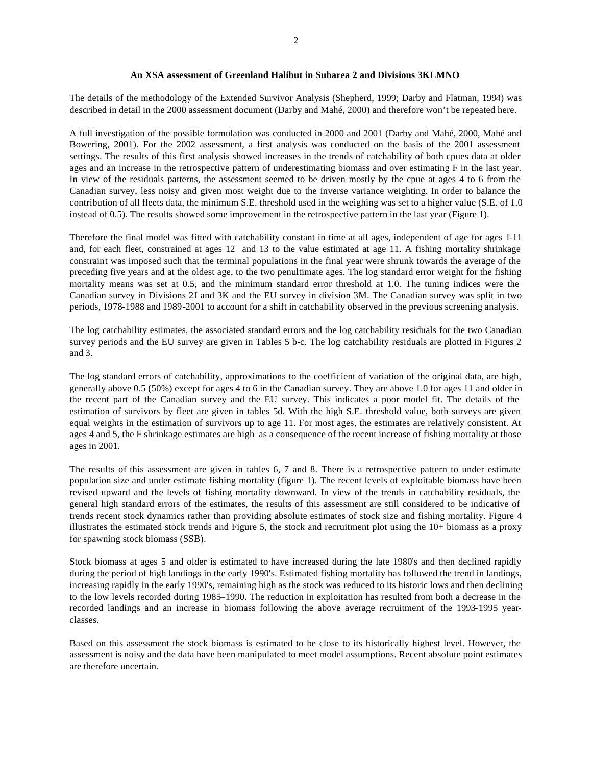### An XSA assessment of Greenland Halibut in Subarea 2 and Divisions 3KLMNO

The details of the methodology of the Extended Survivor Analysis (Shepherd, 1999; Darby and Flatman, 1994) was described in detail in the 2000 assessment document (Darby and Mahé, 2000) and therefore won't be repeated here.

A full investigation of the possible formulation was conducted in 2000 and 2001 (Darby and Mahé, 2000, Mahé and Bowering, 2001). For the 2002 assessment, a first analysis was conducted on the basis of the 2001 assessment settings. The results of this first analysis showed increases in the trends of catchability of both cpues data at older ages and an increase in the retrospective pattern of underestimating biomass and over estimating F in the last year. In view of the residuals patterns, the assessment seemed to be driven mostly by the cpue at ages 4 to 6 from the Canadian survey, less noisy and given most weight due to the inverse variance weighting. In order to balance the contribution of all fleets data, the minimum S.E. threshold used in the weighing was set to a higher value (S.E. of 1.0 instead of 0.5). The results showed some improvement in the retrospective pattern in the last year (Figure 1).

Therefore the final model was fitted with catchability constant in time at all ages, independent of age for ages 1-11 and, for each fleet, constrained at ages 12 and 13 to the value estimated at age 11. A fishing mortality shrinkage constraint was imposed such that the terminal populations in the final year were shrunk towards the average of the preceding five years and at the oldest age, to the two penultimate ages. The log standard error weight for the fishing mortality means was set at 0.5, and the minimum standard error threshold at 1.0. The tuning indices were the Canadian survey in Divisions 2J and 3K and the EU survey in division 3M. The Canadian survey was split in two periods, 1978-1988 and 1989-2001 to account for a shift in catchability observed in the previous screening analysis.

The log catchability estimates, the associated standard errors and the log catchability residuals for the two Canadian survey periods and the EU survey are given in Tables 5 b-c. The log catchability residuals are plotted in Figures 2 and 3.

The log standard errors of catchability, approximations to the coefficient of variation of the original data, are high, generally above 0.5 (50%) except for ages 4 to 6 in the Canadian survey. They are above 1.0 for ages 11 and older in the recent part of the Canadian survey and the EU survey. This indicates a poor model fit. The details of the estimation of survivors by fleet are given in tables 5d. With the high S.E. threshold value, both surveys are given equal weights in the estimation of survivors up to age 11. For most ages, the estimates are relatively consistent. At ages 4 and 5, the F shrinkage estimates are high as a consequence of the recent increase of fishing mortality at those ages in 2001.

The results of this assessment are given in tables 6, 7 and 8. There is a retrospective pattern to under estimate population size and under estimate fishing mortality (figure 1). The recent levels of exploitable biomass have been revised upward and the levels of fishing mortality downward. In view of the trends in catchability residuals, the general high standard errors of the estimates, the results of this assessment are still considered to be indicative of trends recent stock dynamics rather than providing absolute estimates of stock size and fishing mortality. Figure 4 illustrates the estimated stock trends and Figure 5, the stock and recruitment plot using the 10+ biomass as a proxy for spawning stock biomass (SSB).

Stock biomass at ages 5 and older is estimated to have increased during the late 1980's and then declined rapidly during the period of high landings in the early 1990's. Estimated fishing mortality has followed the trend in landings, increasing rapidly in the early 1990's, remaining high as the stock was reduced to its historic lows and then declining to the low levels recorded during 1985–1990. The reduction in exploitation has resulted from both a decrease in the recorded landings and an increase in biomass following the above average recruitment of the 1993-1995 year-classes.

Based on this assessment the stock biomass is estimated to be close to its historically highest level. However, the assessment is noisy and the data have been manipulated to meet model assumptions. Recent absolute point estimates are therefore uncertain.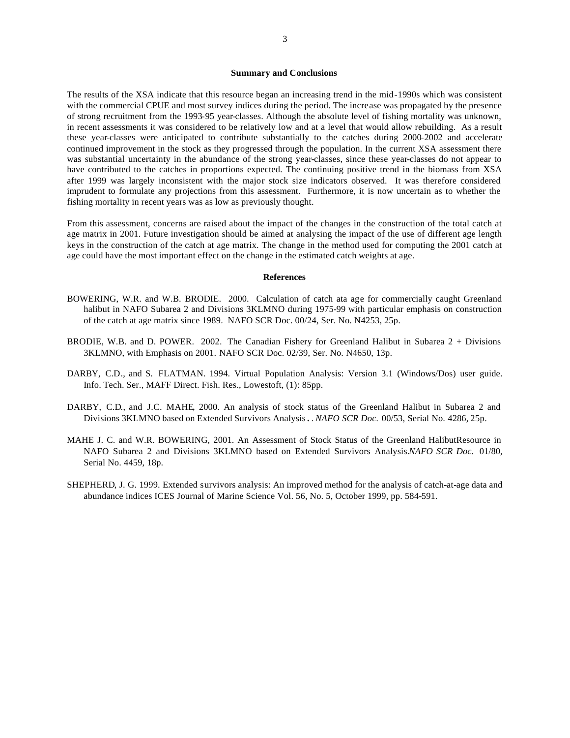## Summary and Conclusions

The results of the XSA indicate that this resource began an increasing trend in the mid-1990s which was consistent with the commercial CPUE and most survey indices during the period. The increase was propagated by the presence of strong recruitment from the 1993-95 year-classes. Although the absolute level of fishing mortality was unknown, in recent assessments it was considered to be relatively low and at a level that would allow rebuilding. As a result these year-classes were anticipated to contribute substantially to the catches during 2000-2002 and accelerate continued improvement in the stock as they progressed through the population. In the current XSA assessment there was substantial uncertainty in the abundance of the strong year-classes, since these year-classes do not appear to have contributed to the catches in proportions expected. The continuing positive trend in the biomass from XSA after 1999 was largely inconsistent with the major stock size indicators observed. It was therefore considered imprudent to formulate any projections from this assessment. Furthermore, it is now uncertain as to whether the fishing mortality in recent years was as low as previously thought.

From this assessment, concerns are raised about the impact of the changes in the construction of the total catch at age matrix in 2001. Future investigation should be aimed at analysing the impact of the use of different age length keys in the construction of the catch at age matrix. The change in the method used for computing the 2001 catch at age could have the most important effect on the change in the estimated catch weights at age.

## References

BOWERING, W.R. and W.B. BRODIE. 2000. Calculation of catch ata age for commercially caught Greenland halibut in NAFO Subarea 2 and Divisions 3KLMNO during 1975-99 with particular emphasis on construction of the catch at age matrix since 1989. NAFO SCR Doc. 00/24, Ser. No. N4253, 25p.

BRODIE, W.B. and D. POWER. 2002. The Canadian Fishery for Greenland Halibut in Subarea 2 + Divisions 3KLMNO, with Emphasis on 2001. NAFO SCR Doc. 02/39, Ser. No. N4650, 13p.

DARBY, C.D., and S. FLATMAN. 1994. Virtual Population Analysis: Version 3.1 (Windows/Dos) user guide. Info. Tech. Ser., MAFF Direct. Fish. Res., Lowestoft, (1): 85pp.

DARBY, C.D., and J.C. MAHE, 2000. An analysis of stock status of the Greenland Halibut in Subarea 2 and Divisions 3KLMNO based on Extended Survivors Analysis.. *NAFO SCR Doc.* 00/53, Serial No. 4286, 25p.

MAHE J. C. and W.R. BOWERING, 2001. An Assessment of Stock Status of the Greenland HalibutResource in NAFO Subarea 2 and Divisions 3KLMNO based on Extended Survivors Analysis.*NAFO SCR Doc.* 01/80, Serial No. 4459, 18p.

SHEPHERD, J. G. 1999. Extended survivors analysis: An improved method for the analysis of catch-at-age data and abundance indices ICES Journal of Marine Science Vol. 56, No. 5, October 1999, pp. 584-591.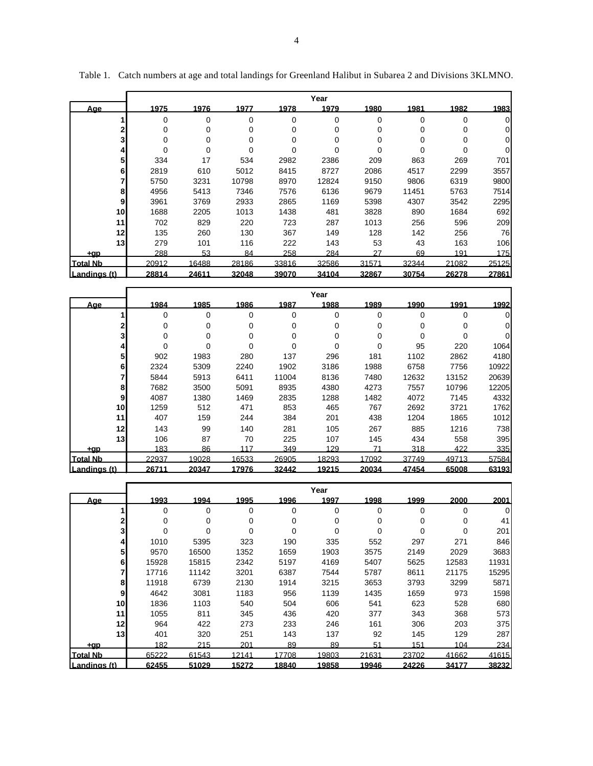Table 1. Catch numbers at age and total landings for Greenland Halibut in Subarea 2 and Divisions 3KLMNO.

| | Year | | | | | | | | |
|---|---|---|---|---|---|---|---|---|---|
| **Age** | **1975** | **1976** | **1977** | **1978** | **1979** | **1980** | **1981** | **1982** | **1983** |
| 1 | 0 | 0 | 0 | 0 | 0 | 0 | 0 | 0 | 0 |
| 2 | 0 | 0 | 0 | 0 | 0 | 0 | 0 | 0 | 0 |
| 3 | 0 | 0 | 0 | 0 | 0 | 0 | 0 | 0 | 0 |
| 4 | 0 | 0 | 0 | 0 | 0 | 0 | 0 | 0 | 0 |
| 5 | 334 | 17 | 534 | 2982 | 2386 | 209 | 863 | 269 | 701 |
| 6 | 2819 | 610 | 5012 | 8415 | 8727 | 2086 | 4517 | 2299 | 3557 |
| 7 | 5750 | 3231 | 10798 | 8970 | 12824 | 9150 | 9806 | 6319 | 9800 |
| 8 | 4956 | 5413 | 7346 | 7576 | 6136 | 9679 | 11451 | 5763 | 7514 |
| 9 | 3961 | 3769 | 2933 | 2865 | 1169 | 5398 | 4307 | 3542 | 2295 |
| 10 | 1688 | 2205 | 1013 | 1438 | 481 | 3828 | 890 | 1684 | 692 |
| 11 | 702 | 829 | 220 | 723 | 287 | 1013 | 256 | 596 | 209 |
| 12 | 135 | 260 | 130 | 367 | 149 | 128 | 142 | 256 | 76 |
| 13 | 279 | 101 | 116 | 222 | 143 | 53 | 43 | 163 | 106 |
| +gp | 288 | 53 | 84 | 258 | 284 | 27 | 69 | 191 | 175 |
| **Total Nb** | 20912 | 16488 | 28186 | 33816 | 32586 | 31571 | 32344 | 21082 | 25125 |
| **Landings (t)** | **28814** | **24611** | **32048** | **39070** | **34104** | **32867** | **30754** | **26278** | **27861** |

| | Year | | | | | | | | |
|---|---|---|---|---|---|---|---|---|---|
| **Age** | **1984** | **1985** | **1986** | **1987** | **1988** | **1989** | **1990** | **1991** | **1992** |
| 1 | 0 | 0 | 0 | 0 | 0 | 0 | 0 | 0 | 0 |
| 2 | 0 | 0 | 0 | 0 | 0 | 0 | 0 | 0 | 0 |
| 3 | 0 | 0 | 0 | 0 | 0 | 0 | 0 | 0 | 0 |
| 4 | 0 | 0 | 0 | 0 | 0 | 0 | 95 | 220 | 1064 |
| 5 | 902 | 1983 | 280 | 137 | 296 | 181 | 1102 | 2862 | 4180 |
| 6 | 2324 | 5309 | 2240 | 1902 | 3186 | 1988 | 6758 | 7756 | 10922 |
| 7 | 5844 | 5913 | 6411 | 11004 | 8136 | 7480 | 12632 | 13152 | 20639 |
| 8 | 7682 | 3500 | 5091 | 8935 | 4380 | 4273 | 7557 | 10796 | 12205 |
| 9 | 4087 | 1380 | 1469 | 2835 | 1288 | 1482 | 4072 | 7145 | 4332 |
| 10 | 1259 | 512 | 471 | 853 | 465 | 767 | 2692 | 3721 | 1762 |
| 11 | 407 | 159 | 244 | 384 | 201 | 438 | 1204 | 1865 | 1012 |
| 12 | 143 | 99 | 140 | 281 | 105 | 267 | 885 | 1216 | 738 |
| 13 | 106 | 87 | 70 | 225 | 107 | 145 | 434 | 558 | 395 |
| +gp | 183 | 86 | 117 | 349 | 129 | 71 | 318 | 422 | 335 |
| **Total Nb** | 22937 | 19028 | 16533 | 26905 | 18293 | 17092 | 37749 | 49713 | 57584 |
| **Landings (t)** | **26711** | **20347** | **17976** | **32442** | **19215** | **20034** | **47454** | **65008** | **63193** |

| | Year | | | | | | | | |
|---|---|---|---|---|---|---|---|---|---|
| **Age** | **1993** | **1994** | **1995** | **1996** | **1997** | **1998** | **1999** | **2000** | **2001** |
| 1 | 0 | 0 | 0 | 0 | 0 | 0 | 0 | 0 | 0 |
| 2 | 0 | 0 | 0 | 0 | 0 | 0 | 0 | 0 | 41 |
| 3 | 0 | 0 | 0 | 0 | 0 | 0 | 0 | 0 | 201 |
| 4 | 1010 | 5395 | 323 | 190 | 335 | 552 | 297 | 271 | 846 |
| 5 | 9570 | 16500 | 1352 | 1659 | 1903 | 3575 | 2149 | 2029 | 3683 |
| 6 | 15928 | 15815 | 2342 | 5197 | 4169 | 5407 | 5625 | 12583 | 11931 |
| 7 | 17716 | 11142 | 3201 | 6387 | 7544 | 5787 | 8611 | 21175 | 15295 |
| 8 | 11918 | 6739 | 2130 | 1914 | 3215 | 3653 | 3793 | 3299 | 5871 |
| 9 | 4642 | 3081 | 1183 | 956 | 1139 | 1435 | 1659 | 973 | 1598 |
| 10 | 1836 | 1103 | 540 | 504 | 606 | 541 | 623 | 528 | 680 |
| 11 | 1055 | 811 | 345 | 436 | 420 | 377 | 343 | 368 | 573 |
| 12 | 964 | 422 | 273 | 233 | 246 | 161 | 306 | 203 | 375 |
| 13 | 401 | 320 | 251 | 143 | 137 | 92 | 145 | 129 | 287 |
| +gp | 182 | 215 | 201 | 89 | 89 | 51 | 151 | 104 | 234 |
| **Total Nb** | 65222 | 61543 | 12141 | 17708 | 19803 | 21631 | 23702 | 41662 | 41615 |
| **Landings (t)** | **62455** | **51029** | **15272** | **18840** | **19858** | **19946** | **24226** | **34177** | **38232** |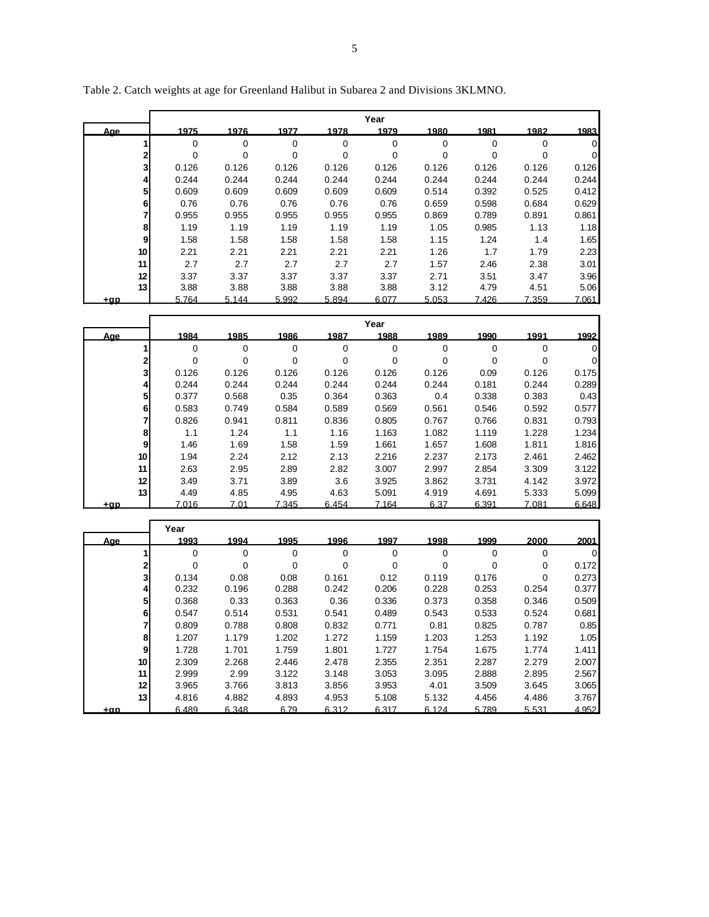Table 2. Catch weights at age for Greenland Halibut in Subarea 2 and Divisions 3KLMNO.

| Age | Year | | | | | | | | |
|---|---|---|---|---|---|---|---|---|---|
| | 1975 | 1976 | 1977 | 1978 | 1979 | 1980 | 1981 | 1982 | 1983 |
| 1 | 0 | 0 | 0 | 0 | 0 | 0 | 0 | 0 | 0 |
| 2 | 0 | 0 | 0 | 0 | 0 | 0 | 0 | 0 | 0 |
| 3 | 0.126 | 0.126 | 0.126 | 0.126 | 0.126 | 0.126 | 0.126 | 0.126 | 0.126 |
| 4 | 0.244 | 0.244 | 0.244 | 0.244 | 0.244 | 0.244 | 0.244 | 0.244 | 0.244 |
| 5 | 0.609 | 0.609 | 0.609 | 0.609 | 0.609 | 0.514 | 0.392 | 0.525 | 0.412 |
| 6 | 0.76 | 0.76 | 0.76 | 0.76 | 0.76 | 0.659 | 0.598 | 0.684 | 0.629 |
| 7 | 0.955 | 0.955 | 0.955 | 0.955 | 0.955 | 0.869 | 0.789 | 0.891 | 0.861 |
| 8 | 1.19 | 1.19 | 1.19 | 1.19 | 1.19 | 1.05 | 0.985 | 1.13 | 1.18 |
| 9 | 1.58 | 1.58 | 1.58 | 1.58 | 1.58 | 1.15 | 1.24 | 1.4 | 1.65 |
| 10 | 2.21 | 2.21 | 2.21 | 2.21 | 2.21 | 1.26 | 1.7 | 1.79 | 2.23 |
| 11 | 2.7 | 2.7 | 2.7 | 2.7 | 2.7 | 1.57 | 2.46 | 2.38 | 3.01 |
| 12 | 3.37 | 3.37 | 3.37 | 3.37 | 3.37 | 2.71 | 3.51 | 3.47 | 3.96 |
| 13 | 3.88 | 3.88 | 3.88 | 3.88 | 3.88 | 3.12 | 4.79 | 4.51 | 5.06 |
| +gp | 5.764 | 5.144 | 5.992 | 5.894 | 6.077 | 5.053 | 7.426 | 7.359 | 7.061 |

| Age | Year | | | | | | | | |
|---|---|---|---|---|---|---|---|---|---|
| | 1984 | 1985 | 1986 | 1987 | 1988 | 1989 | 1990 | 1991 | 1992 |
| 1 | 0 | 0 | 0 | 0 | 0 | 0 | 0 | 0 | 0 |
| 2 | 0 | 0 | 0 | 0 | 0 | 0 | 0 | 0 | 0 |
| 3 | 0.126 | 0.126 | 0.126 | 0.126 | 0.126 | 0.126 | 0.09 | 0.126 | 0.175 |
| 4 | 0.244 | 0.244 | 0.244 | 0.244 | 0.244 | 0.244 | 0.181 | 0.244 | 0.289 |
| 5 | 0.377 | 0.568 | 0.35 | 0.364 | 0.363 | 0.4 | 0.338 | 0.383 | 0.43 |
| 6 | 0.583 | 0.749 | 0.584 | 0.589 | 0.569 | 0.561 | 0.546 | 0.592 | 0.577 |
| 7 | 0.826 | 0.941 | 0.811 | 0.836 | 0.805 | 0.767 | 0.766 | 0.831 | 0.793 |
| 8 | 1.1 | 1.24 | 1.1 | 1.16 | 1.163 | 1.082 | 1.119 | 1.228 | 1.234 |
| 9 | 1.46 | 1.69 | 1.58 | 1.59 | 1.661 | 1.657 | 1.608 | 1.811 | 1.816 |
| 10 | 1.94 | 2.24 | 2.12 | 2.13 | 2.216 | 2.237 | 2.173 | 2.461 | 2.462 |
| 11 | 2.63 | 2.95 | 2.89 | 2.82 | 3.007 | 2.997 | 2.854 | 3.309 | 3.122 |
| 12 | 3.49 | 3.71 | 3.89 | 3.6 | 3.925 | 3.862 | 3.731 | 4.142 | 3.972 |
| 13 | 4.49 | 4.85 | 4.95 | 4.63 | 5.091 | 4.919 | 4.691 | 5.333 | 5.099 |
| +gp | 7.016 | 7.01 | 7.345 | 6.454 | 7.164 | 6.37 | 6.391 | 7.081 | 6.648 |

| Age | Year | | | | | | | | |
|---|---|---|---|---|---|---|---|---|---|
| | 1993 | 1994 | 1995 | 1996 | 1997 | 1998 | 1999 | 2000 | 2001 |
| 1 | 0 | 0 | 0 | 0 | 0 | 0 | 0 | 0 | 0 |
| 2 | 0 | 0 | 0 | 0 | 0 | 0 | 0 | 0 | 0.172 |
| 3 | 0.134 | 0.08 | 0.08 | 0.161 | 0.12 | 0.119 | 0.176 | 0 | 0.273 |
| 4 | 0.232 | 0.196 | 0.288 | 0.242 | 0.206 | 0.228 | 0.253 | 0.254 | 0.377 |
| 5 | 0.368 | 0.33 | 0.363 | 0.36 | 0.336 | 0.373 | 0.358 | 0.346 | 0.509 |
| 6 | 0.547 | 0.514 | 0.531 | 0.541 | 0.489 | 0.543 | 0.533 | 0.524 | 0.681 |
| 7 | 0.809 | 0.788 | 0.808 | 0.832 | 0.771 | 0.81 | 0.825 | 0.787 | 0.85 |
| 8 | 1.207 | 1.179 | 1.202 | 1.272 | 1.159 | 1.203 | 1.253 | 1.192 | 1.05 |
| 9 | 1.728 | 1.701 | 1.759 | 1.801 | 1.727 | 1.754 | 1.675 | 1.774 | 1.411 |
| 10 | 2.309 | 2.268 | 2.446 | 2.478 | 2.355 | 2.351 | 2.287 | 2.279 | 2.007 |
| 11 | 2.999 | 2.99 | 3.122 | 3.148 | 3.053 | 3.095 | 2.888 | 2.895 | 2.567 |
| 12 | 3.965 | 3.766 | 3.813 | 3.856 | 3.953 | 4.01 | 3.509 | 3.645 | 3.065 |
| 13 | 4.816 | 4.882 | 4.893 | 4.953 | 5.108 | 5.132 | 4.456 | 4.486 | 3.767 |
| +gp | 6.489 | 6.348 | 6.79 | 6.312 | 6.317 | 6.124 | 5.789 | 5.531 | 4.952 |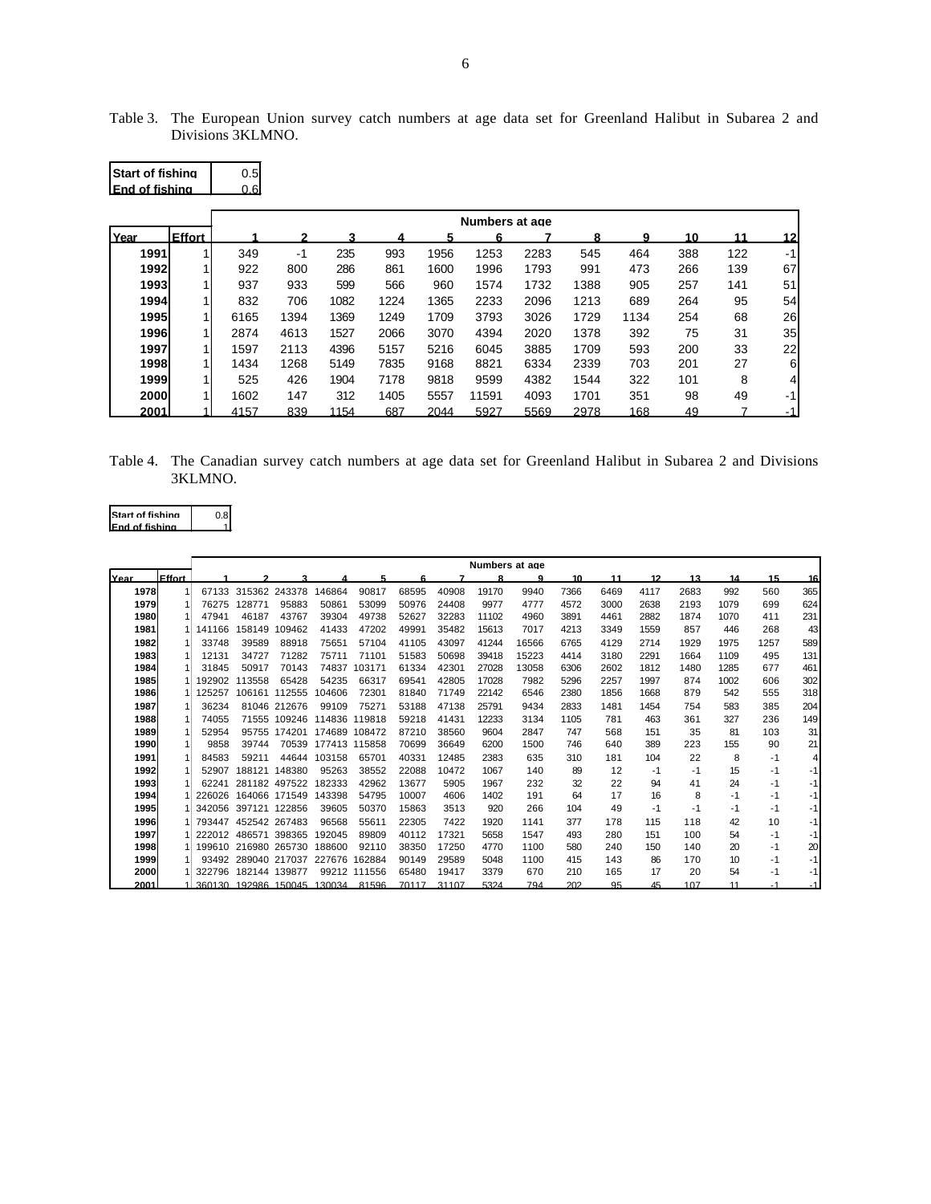Table 3. The European Union survey catch numbers at age data set for Greenland Halibut in Subarea 2 and Divisions 3KLMNO.

| Start of fishing | 0.5 |
|---|---|
| End of fishing | 0.6 |

| | | Numbers at age | | | | | | | | | | | |
|---|---|---|---|---|---|---|---|---|---|---|---|---|---|
| Year | Effort | 1 | 2 | 3 | 4 | 5 | 6 | 7 | 8 | 9 | 10 | 11 | 12 |
| 1991 | 1 | 349 | -1 | 235 | 993 | 1956 | 1253 | 2283 | 545 | 464 | 388 | 122 | -1 |
| 1992 | 1 | 922 | 800 | 286 | 861 | 1600 | 1996 | 1793 | 991 | 473 | 266 | 139 | 67 |
| 1993 | 1 | 937 | 933 | 599 | 566 | 960 | 1574 | 1732 | 1388 | 905 | 257 | 141 | 51 |
| 1994 | 1 | 832 | 706 | 1082 | 1224 | 1365 | 2233 | 2096 | 1213 | 689 | 264 | 95 | 54 |
| 1995 | 1 | 6165 | 1394 | 1369 | 1249 | 1709 | 3793 | 3026 | 1729 | 1134 | 254 | 68 | 26 |
| 1996 | 1 | 2874 | 4613 | 1527 | 2066 | 3070 | 4394 | 2020 | 1378 | 392 | 75 | 31 | 35 |
| 1997 | 1 | 1597 | 2113 | 4396 | 5157 | 5216 | 6045 | 3885 | 1709 | 593 | 200 | 33 | 22 |
| 1998 | 1 | 1434 | 1268 | 5149 | 7835 | 9168 | 8821 | 6334 | 2339 | 703 | 201 | 27 | 6 |
| 1999 | 1 | 525 | 426 | 1904 | 7178 | 9818 | 9599 | 4382 | 1544 | 322 | 101 | 8 | 4 |
| 2000 | 1 | 1602 | 147 | 312 | 1405 | 5557 | 11591 | 4093 | 1701 | 351 | 98 | 49 | -1 |
| 2001 | 1 | 4157 | 839 | 1154 | 687 | 2044 | 5927 | 5569 | 2978 | 168 | 49 | 7 | -1 |

Table 4. The Canadian survey catch numbers at age data set for Greenland Halibut in Subarea 2 and Divisions 3KLMNO.

| Start of fishing | 0.8 |
|---|---|
| End of fishing | 1 |

| | | Numbers at age | | | | | | | | | | | | | | | |
|---|---|---|---|---|---|---|---|---|---|---|---|---|---|---|---|---|---|
| Year | Effort | 1 | 2 | 3 | 4 | 5 | 6 | 7 | 8 | 9 | 10 | 11 | 12 | 13 | 14 | 15 | 16 |
| 1978 | 1 | 67133 | 315362 | 243378 | 146864 | 90817 | 68595 | 40908 | 19170 | 9940 | 7366 | 6469 | 4117 | 2683 | 992 | 560 | 365 |
| 1979 | 1 | 76275 | 128771 | 95883 | 50861 | 53099 | 50976 | 24408 | 9977 | 4777 | 4572 | 3000 | 2638 | 2193 | 1079 | 699 | 624 |
| 1980 | 1 | 47941 | 46187 | 43767 | 39304 | 49738 | 52627 | 32283 | 11102 | 4960 | 3891 | 4461 | 2882 | 1874 | 1070 | 411 | 231 |
| 1981 | 1 | 141166 | 158149 | 109462 | 41433 | 47202 | 49991 | 35482 | 15613 | 7017 | 4213 | 3349 | 1559 | 857 | 446 | 268 | 43 |
| 1982 | 1 | 33748 | 39589 | 88918 | 75651 | 57104 | 41105 | 43097 | 41244 | 16566 | 6765 | 4129 | 2714 | 1929 | 1975 | 1257 | 589 |
| 1983 | 1 | 12131 | 34727 | 71282 | 75711 | 71101 | 51583 | 50698 | 39418 | 15223 | 4414 | 3180 | 2291 | 1664 | 1109 | 495 | 131 |
| 1984 | 1 | 31845 | 50917 | 70143 | 74837 | 103171 | 61334 | 42301 | 27028 | 13058 | 6306 | 2602 | 1812 | 1480 | 1285 | 677 | 461 |
| 1985 | 1 | 192902 | 113558 | 65428 | 54235 | 66317 | 69541 | 42805 | 17028 | 7982 | 5296 | 2257 | 1997 | 874 | 1002 | 606 | 302 |
| 1986 | 1 | 125257 | 106161 | 112555 | 104606 | 72301 | 81840 | 71749 | 22142 | 6546 | 2380 | 1856 | 1668 | 879 | 542 | 555 | 318 |
| 1987 | 1 | 36234 | 81046 | 212676 | 99109 | 75271 | 53188 | 47138 | 25791 | 9434 | 2833 | 1481 | 1454 | 754 | 583 | 385 | 204 |
| 1988 | 1 | 74055 | 71555 | 109246 | 114836 | 119818 | 59218 | 41431 | 12233 | 3134 | 1105 | 781 | 463 | 361 | 327 | 236 | 149 |
| 1989 | 1 | 52954 | 95755 | 174201 | 174689 | 108472 | 87210 | 38560 | 9604 | 2847 | 747 | 568 | 151 | 35 | 81 | 103 | 31 |
| 1990 | 1 | 9858 | 39744 | 70539 | 177413 | 115858 | 70699 | 36649 | 6200 | 1500 | 746 | 640 | 389 | 223 | 155 | 90 | 21 |
| 1991 | 1 | 84583 | 59211 | 44644 | 103158 | 65701 | 40331 | 12485 | 2383 | 635 | 310 | 181 | 104 | 22 | 8 | -1 | 4 |
| 1992 | 1 | 52907 | 188121 | 148380 | 95263 | 38552 | 22088 | 10472 | 1067 | 140 | 89 | 12 | -1 | -1 | 15 | -1 | -1 |
| 1993 | 1 | 62241 | 281182 | 497522 | 182333 | 42962 | 13677 | 5905 | 1967 | 232 | 32 | 22 | 94 | 41 | 24 | -1 | -1 |
| 1994 | 1 | 226026 | 164066 | 171549 | 143398 | 54795 | 10007 | 4606 | 1402 | 191 | 64 | 17 | 16 | 8 | -1 | -1 | -1 |
| 1995 | 1 | 342056 | 397121 | 122856 | 39605 | 50370 | 15863 | 3513 | 920 | 266 | 104 | 49 | -1 | -1 | -1 | -1 | -1 |
| 1996 | 1 | 793447 | 452542 | 267483 | 96568 | 55611 | 22305 | 7422 | 1920 | 1141 | 377 | 178 | 115 | 118 | 42 | 10 | -1 |
| 1997 | 1 | 222012 | 486571 | 398365 | 192045 | 89809 | 40112 | 17321 | 5658 | 1547 | 493 | 280 | 151 | 100 | 54 | -1 | -1 |
| 1998 | 1 | 199610 | 216980 | 265730 | 188600 | 92110 | 38350 | 17250 | 4770 | 1100 | 580 | 240 | 150 | 140 | 20 | -1 | 20 |
| 1999 | 1 | 93492 | 289040 | 217037 | 227676 | 162884 | 90149 | 29589 | 5048 | 1100 | 415 | 143 | 86 | 170 | 10 | -1 | -1 |
| 2000 | 1 | 322796 | 182144 | 139877 | 99212 | 111556 | 65480 | 19417 | 3379 | 670 | 210 | 165 | 17 | 20 | 54 | -1 | -1 |
| 2001 | 1 | 360130 | 192986 | 150045 | 130034 | 81596 | 70117 | 31107 | 5324 | 794 | 202 | 95 | 45 | 107 | 11 | -1 | -1 |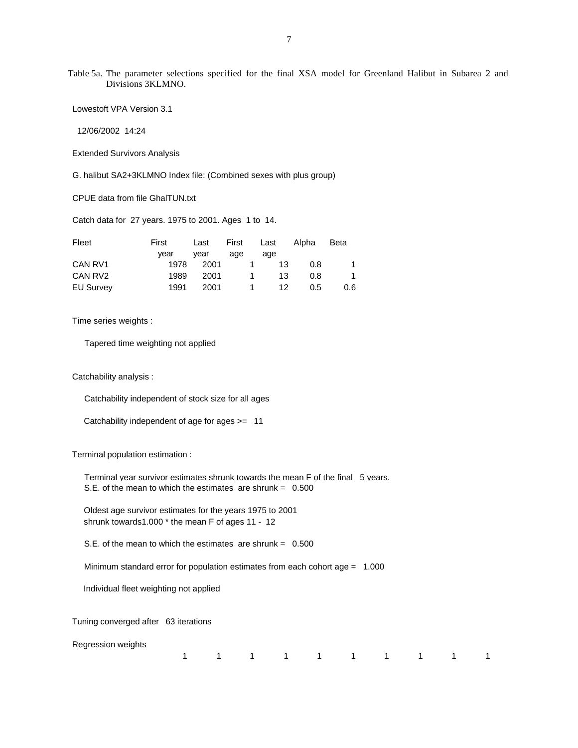Table 5a. The parameter selections specified for the final XSA model for Greenland Halibut in Subarea 2 and Divisions 3KLMNO.

Lowestoft VPA Version 3.1

12/06/2002 14:24

Extended Survivors Analysis

G. halibut SA2+3KLMNO Index file: (Combined sexes with plus group)

CPUE data from file GhalTUN.txt

Catch data for 27 years. 1975 to 2001. Ages 1 to 14.

| Fleet | First year | Last year | First age | Last age | Alpha | Beta |
|---|---|---|---|---|---|---|
| CAN RV1 | 1978 | 2001 | 1 | 13 | 0.8 | 1 |
| CAN RV2 | 1989 | 2001 | 1 | 13 | 0.8 | 1 |
| EU Survey | 1991 | 2001 | 1 | 12 | 0.5 | 0.6 |

Time series weights :

Tapered time weighting not applied

Catchability analysis :

Catchability independent of stock size for all ages

Catchability independent of age for ages >= 11

Terminal population estimation :

Terminal year survivor estimates shrunk towards the mean F of the final 5 years.
S.E. of the mean to which the estimates are shrunk = 0.500

Oldest age survivor estimates for the years 1975 to 2001
shrunk towards1.000 * the mean F of ages 11 - 12

S.E. of the mean to which the estimates are shrunk = 0.500

Minimum standard error for population estimates from each cohort age = 1.000

Individual fleet weighting not applied

Tuning converged after 63 iterations

Regression weights

| | | | | | | | | | |
|---|---|---|---|---|---|---|---|---|---|
| 1 | 1 | 1 | 1 | 1 | 1 | 1 | 1 | 1 | 1 |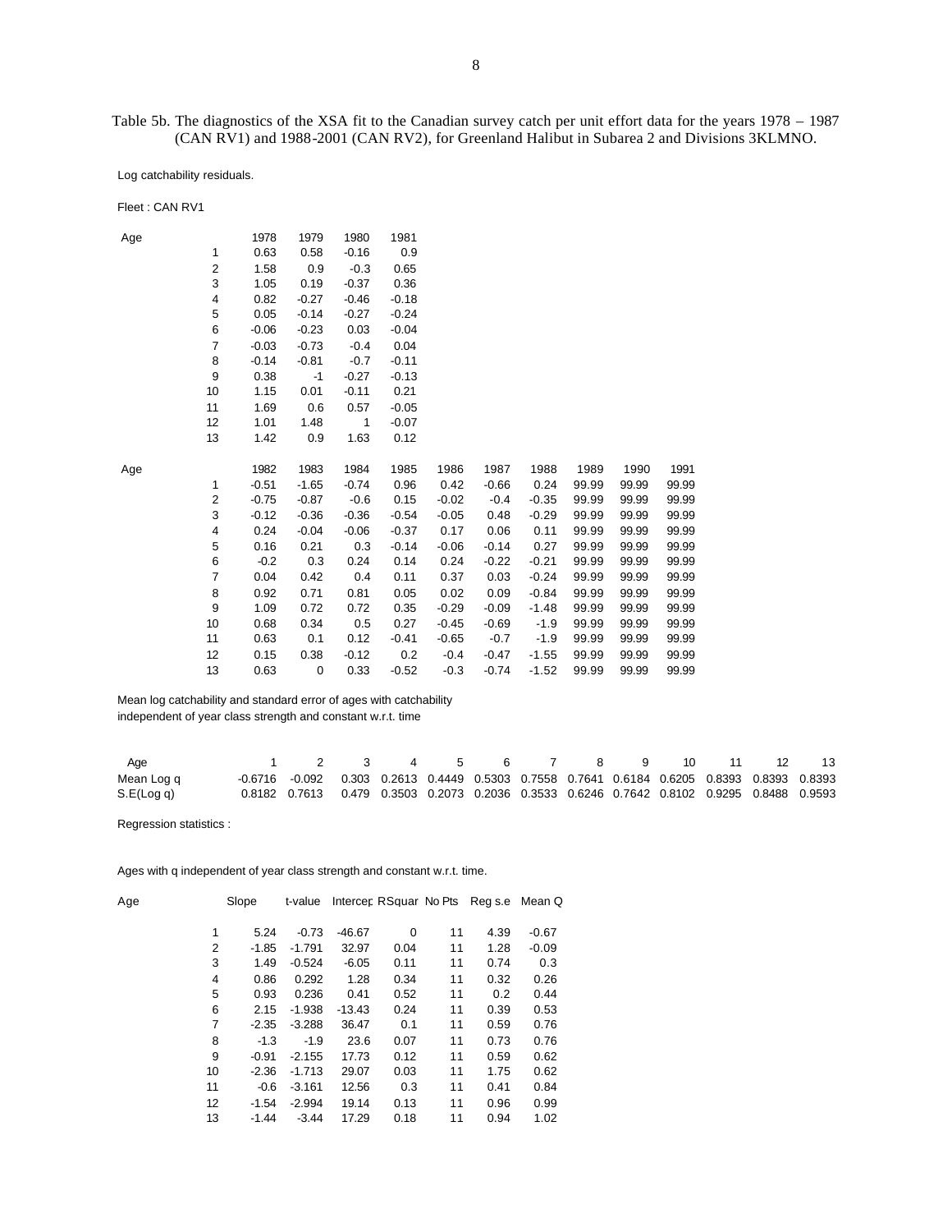Table 5b. The diagnostics of the XSA fit to the Canadian survey catch per unit effort data for the years 1978 – 1987 (CAN RV1) and 1988-2001 (CAN RV2), for Greenland Halibut in Subarea 2 and Divisions 3KLMNO.

Log catchability residuals.

Fleet : CAN RV1

| Age | 1978 | 1979 | 1980 | 1981 |
|---|---|---|---|---|
| 1 | 0.63 | 0.58 | -0.16 | 0.9 |
| 2 | 1.58 | 0.9 | -0.3 | 0.65 |
| 3 | 1.05 | 0.19 | -0.37 | 0.36 |
| 4 | 0.82 | -0.27 | -0.46 | -0.18 |
| 5 | 0.05 | -0.14 | -0.27 | -0.24 |
| 6 | -0.06 | -0.23 | 0.03 | -0.04 |
| 7 | -0.03 | -0.73 | -0.4 | 0.04 |
| 8 | -0.14 | -0.81 | -0.7 | -0.11 |
| 9 | 0.38 | -1 | -0.27 | -0.13 |
| 10 | 1.15 | 0.01 | -0.11 | 0.21 |
| 11 | 1.69 | 0.6 | 0.57 | -0.05 |
| 12 | 1.01 | 1.48 | 1 | -0.07 |
| 13 | 1.42 | 0.9 | 1.63 | 0.12 |

| Age | 1982 | 1983 | 1984 | 1985 | 1986 | 1987 | 1988 | 1989 | 1990 | 1991 |
|---|---|---|---|---|---|---|---|---|---|---|
| 1 | -0.51 | -1.65 | -0.74 | 0.96 | 0.42 | -0.66 | 0.24 | 99.99 | 99.99 | 99.99 |
| 2 | -0.75 | -0.87 | -0.6 | 0.15 | -0.02 | -0.4 | -0.35 | 99.99 | 99.99 | 99.99 |
| 3 | -0.12 | -0.36 | -0.36 | -0.54 | -0.05 | 0.48 | -0.29 | 99.99 | 99.99 | 99.99 |
| 4 | 0.24 | -0.04 | -0.06 | -0.37 | 0.17 | 0.06 | 0.11 | 99.99 | 99.99 | 99.99 |
| 5 | 0.16 | 0.21 | 0.3 | -0.14 | -0.06 | -0.14 | 0.27 | 99.99 | 99.99 | 99.99 |
| 6 | -0.2 | 0.3 | 0.24 | 0.14 | 0.24 | -0.22 | -0.21 | 99.99 | 99.99 | 99.99 |
| 7 | 0.04 | 0.42 | 0.4 | 0.11 | 0.37 | 0.03 | -0.24 | 99.99 | 99.99 | 99.99 |
| 8 | 0.92 | 0.71 | 0.81 | 0.05 | 0.02 | 0.09 | -0.84 | 99.99 | 99.99 | 99.99 |
| 9 | 1.09 | 0.72 | 0.72 | 0.35 | -0.29 | -0.09 | -1.48 | 99.99 | 99.99 | 99.99 |
| 10 | 0.68 | 0.34 | 0.5 | 0.27 | -0.45 | -0.69 | -1.9 | 99.99 | 99.99 | 99.99 |
| 11 | 0.63 | 0.1 | 0.12 | -0.41 | -0.65 | -0.7 | -1.9 | 99.99 | 99.99 | 99.99 |
| 12 | 0.15 | 0.38 | -0.12 | 0.2 | -0.4 | -0.47 | -1.55 | 99.99 | 99.99 | 99.99 |
| 13 | 0.63 | 0 | 0.33 | -0.52 | -0.3 | -0.74 | -1.52 | 99.99 | 99.99 | 99.99 |

Mean log catchability and standard error of ages with catchability independent of year class strength and constant w.r.t. time

| Age | 1 | 2 | 3 | 4 | 5 | 6 | 7 | 8 | 9 | 10 | 11 | 12 | 13 |
|---|---|---|---|---|---|---|---|---|---|---|---|---|---|
| Mean Log q | -0.6716 | -0.092 | 0.303 | 0.2613 | 0.4449 | 0.5303 | 0.7558 | 0.7641 | 0.6184 | 0.6205 | 0.8393 | 0.8393 | 0.8393 |
| S.E(Log q) | 0.8182 | 0.7613 | 0.479 | 0.3503 | 0.2073 | 0.2036 | 0.3533 | 0.6246 | 0.7642 | 0.8102 | 0.9295 | 0.8488 | 0.9593 |

Regression statistics :

Ages with q independent of year class strength and constant w.r.t. time.

| Age | Slope | t-value | Intercep | RSquar | No Pts | Reg s.e | Mean Q |
|---|---|---|---|---|---|---|---|
| 1 | 5.24 | -0.73 | -46.67 | 0 | 11 | 4.39 | -0.67 |
| 2 | -1.85 | -1.791 | 32.97 | 0.04 | 11 | 1.28 | -0.09 |
| 3 | 1.49 | -0.524 | -6.05 | 0.11 | 11 | 0.74 | 0.3 |
| 4 | 0.86 | 0.292 | 1.28 | 0.34 | 11 | 0.32 | 0.26 |
| 5 | 0.93 | 0.236 | 0.41 | 0.52 | 11 | 0.2 | 0.44 |
| 6 | 2.15 | -1.938 | -13.43 | 0.24 | 11 | 0.39 | 0.53 |
| 7 | -2.35 | -3.288 | 36.47 | 0.1 | 11 | 0.59 | 0.76 |
| 8 | -1.3 | -1.9 | 23.6 | 0.07 | 11 | 0.73 | 0.76 |
| 9 | -0.91 | -2.155 | 17.73 | 0.12 | 11 | 0.59 | 0.62 |
| 10 | -2.36 | -1.713 | 29.07 | 0.03 | 11 | 1.75 | 0.62 |
| 11 | -0.6 | -3.161 | 12.56 | 0.3 | 11 | 0.41 | 0.84 |
| 12 | -1.54 | -2.994 | 19.14 | 0.13 | 11 | 0.96 | 0.99 |
| 13 | -1.44 | -3.44 | 17.29 | 0.18 | 11 | 0.94 | 1.02 |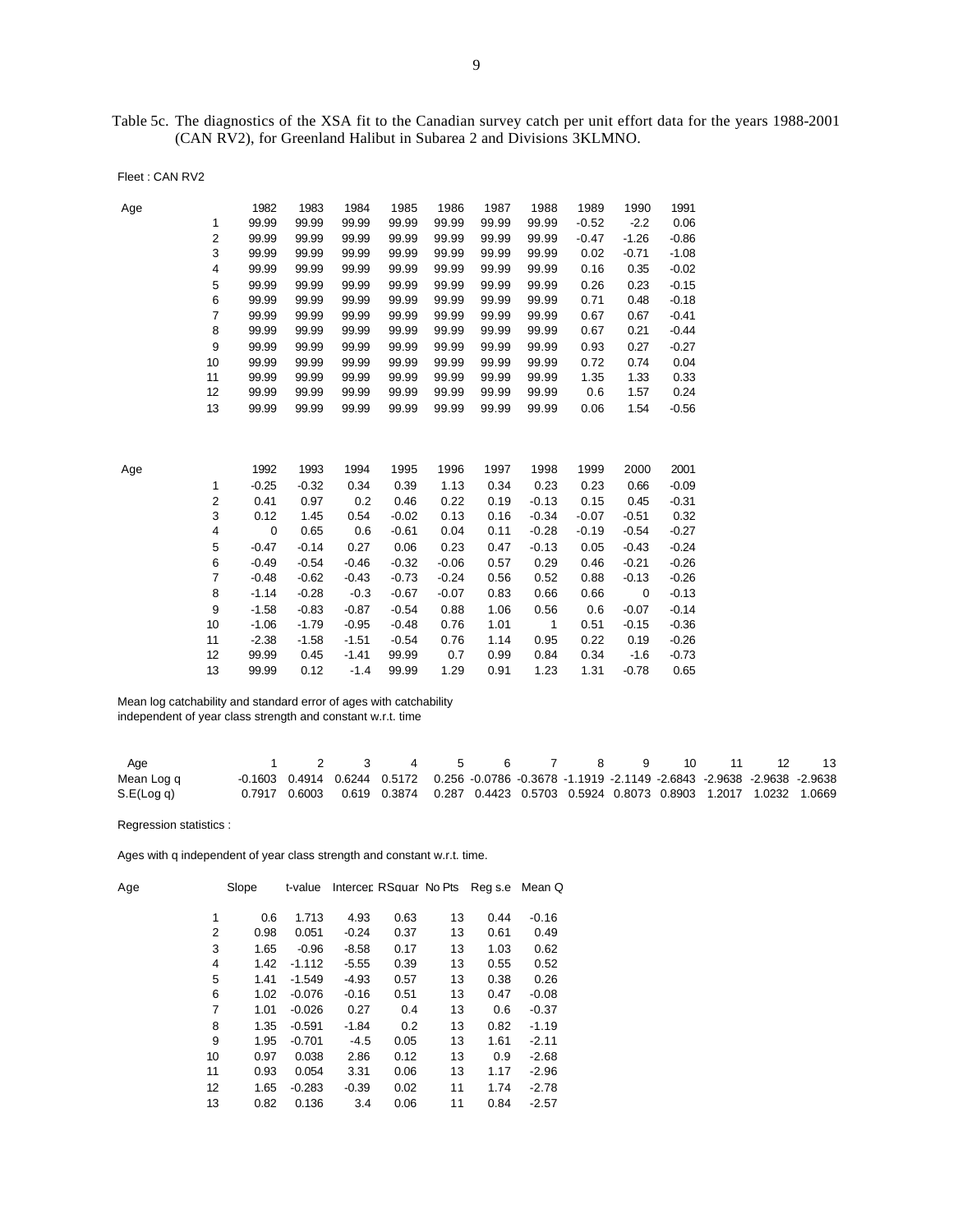Table 5c. The diagnostics of the XSA fit to the Canadian survey catch per unit effort data for the years 1988-2001 (CAN RV2), for Greenland Halibut in Subarea 2 and Divisions 3KLMNO.

Fleet : CAN RV2

| Age | 1982 | 1983 | 1984 | 1985 | 1986 | 1987 | 1988 | 1989 | 1990 | 1991 |
|---|---|---|---|---|---|---|---|---|---|---|
| 1 | 99.99 | 99.99 | 99.99 | 99.99 | 99.99 | 99.99 | 99.99 | -0.52 | -2.2 | 0.06 |
| 2 | 99.99 | 99.99 | 99.99 | 99.99 | 99.99 | 99.99 | 99.99 | -0.47 | -1.26 | -0.86 |
| 3 | 99.99 | 99.99 | 99.99 | 99.99 | 99.99 | 99.99 | 99.99 | 0.02 | -0.71 | -1.08 |
| 4 | 99.99 | 99.99 | 99.99 | 99.99 | 99.99 | 99.99 | 99.99 | 0.16 | 0.35 | -0.02 |
| 5 | 99.99 | 99.99 | 99.99 | 99.99 | 99.99 | 99.99 | 99.99 | 0.26 | 0.23 | -0.15 |
| 6 | 99.99 | 99.99 | 99.99 | 99.99 | 99.99 | 99.99 | 99.99 | 0.71 | 0.48 | -0.18 |
| 7 | 99.99 | 99.99 | 99.99 | 99.99 | 99.99 | 99.99 | 99.99 | 0.67 | 0.67 | -0.41 |
| 8 | 99.99 | 99.99 | 99.99 | 99.99 | 99.99 | 99.99 | 99.99 | 0.67 | 0.21 | -0.44 |
| 9 | 99.99 | 99.99 | 99.99 | 99.99 | 99.99 | 99.99 | 99.99 | 0.93 | 0.27 | -0.27 |
| 10 | 99.99 | 99.99 | 99.99 | 99.99 | 99.99 | 99.99 | 99.99 | 0.72 | 0.74 | 0.04 |
| 11 | 99.99 | 99.99 | 99.99 | 99.99 | 99.99 | 99.99 | 99.99 | 1.35 | 1.33 | 0.33 |
| 12 | 99.99 | 99.99 | 99.99 | 99.99 | 99.99 | 99.99 | 99.99 | 0.6 | 1.57 | 0.24 |
| 13 | 99.99 | 99.99 | 99.99 | 99.99 | 99.99 | 99.99 | 99.99 | 0.06 | 1.54 | -0.56 |

| Age | 1992 | 1993 | 1994 | 1995 | 1996 | 1997 | 1998 | 1999 | 2000 | 2001 |
|---|---|---|---|---|---|---|---|---|---|---|
| 1 | -0.25 | -0.32 | 0.34 | 0.39 | 1.13 | 0.34 | 0.23 | 0.23 | 0.66 | -0.09 |
| 2 | 0.41 | 0.97 | 0.2 | 0.46 | 0.22 | 0.19 | -0.13 | 0.15 | 0.45 | -0.31 |
| 3 | 0.12 | 1.45 | 0.54 | -0.02 | 0.13 | 0.16 | -0.34 | -0.07 | -0.51 | 0.32 |
| 4 | 0 | 0.65 | 0.6 | -0.61 | 0.04 | 0.11 | -0.28 | -0.19 | -0.54 | -0.27 |
| 5 | -0.47 | -0.14 | 0.27 | 0.06 | 0.23 | 0.47 | -0.13 | 0.05 | -0.43 | -0.24 |
| 6 | -0.49 | -0.54 | -0.46 | -0.32 | -0.06 | 0.57 | 0.29 | 0.46 | -0.21 | -0.26 |
| 7 | -0.48 | -0.62 | -0.43 | -0.73 | -0.24 | 0.56 | 0.52 | 0.88 | -0.13 | -0.26 |
| 8 | -1.14 | -0.28 | -0.3 | -0.67 | -0.07 | 0.83 | 0.66 | 0.66 | 0 | -0.13 |
| 9 | -1.58 | -0.83 | -0.87 | -0.54 | 0.88 | 1.06 | 0.56 | 0.6 | -0.07 | -0.14 |
| 10 | -1.06 | -1.79 | -0.95 | -0.48 | 0.76 | 1.01 | 1 | 0.51 | -0.15 | -0.36 |
| 11 | -2.38 | -1.58 | -1.51 | -0.54 | 0.76 | 1.14 | 0.95 | 0.22 | 0.19 | -0.26 |
| 12 | 99.99 | 0.45 | -1.41 | 99.99 | 0.7 | 0.99 | 0.84 | 0.34 | -1.6 | -0.73 |
| 13 | 99.99 | 0.12 | -1.4 | 99.99 | 1.29 | 0.91 | 1.23 | 1.31 | -0.78 | 0.65 |

Mean log catchability and standard error of ages with catchability independent of year class strength and constant w.r.t. time

| Age | 1 | 2 | 3 | 4 | 5 | 6 | 7 | 8 | 9 | 10 | 11 | 12 | 13 |
|---|---|---|---|---|---|---|---|---|---|---|---|---|---|
| Mean Log q | -0.1603 | 0.4914 | 0.6244 | 0.5172 | 0.256 | -0.0786 | -0.3678 | -1.1919 | -2.1149 | -2.6843 | -2.9638 | -2.9638 | -2.9638 |
| S.E(Log q) | 0.7917 | 0.6003 | 0.619 | 0.3874 | 0.287 | 0.4423 | 0.5703 | 0.5924 | 0.8073 | 0.8903 | 1.2017 | 1.0232 | 1.0669 |

Regression statistics :

Ages with q independent of year class strength and constant w.r.t. time.

| Age | Slope | t-value | Intercep | RSquar | No Pts | Reg s.e | Mean Q |
|---|---|---|---|---|---|---|---|
| 1 | 0.6 | 1.713 | 4.93 | 0.63 | 13 | 0.44 | -0.16 |
| 2 | 0.98 | 0.051 | -0.24 | 0.37 | 13 | 0.61 | 0.49 |
| 3 | 1.65 | -0.96 | -8.58 | 0.17 | 13 | 1.03 | 0.62 |
| 4 | 1.42 | -1.112 | -5.55 | 0.39 | 13 | 0.55 | 0.52 |
| 5 | 1.41 | -1.549 | -4.93 | 0.57 | 13 | 0.38 | 0.26 |
| 6 | 1.02 | -0.076 | -0.16 | 0.51 | 13 | 0.47 | -0.08 |
| 7 | 1.01 | -0.026 | 0.27 | 0.4 | 13 | 0.6 | -0.37 |
| 8 | 1.35 | -0.591 | -1.84 | 0.2 | 13 | 0.82 | -1.19 |
| 9 | 1.95 | -0.701 | -4.5 | 0.05 | 13 | 1.61 | -2.11 |
| 10 | 0.97 | 0.038 | 2.86 | 0.12 | 13 | 0.9 | -2.68 |
| 11 | 0.93 | 0.054 | 3.31 | 0.06 | 13 | 1.17 | -2.96 |
| 12 | 1.65 | -0.283 | -0.39 | 0.02 | 11 | 1.74 | -2.78 |
| 13 | 0.82 | 0.136 | 3.4 | 0.06 | 11 | 0.84 | -2.57 |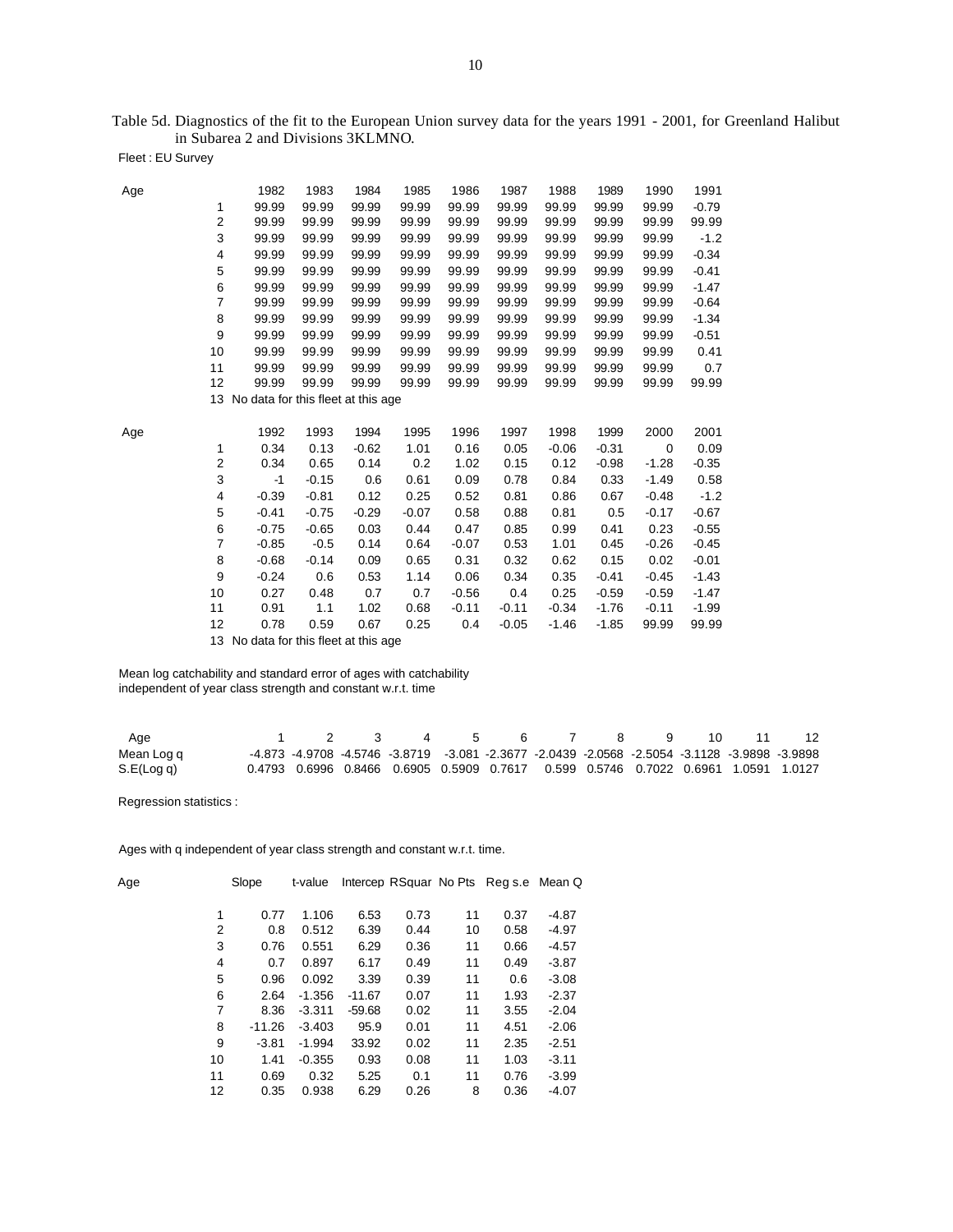Table 5d. Diagnostics of the fit to the European Union survey data for the years 1991 - 2001, for Greenland Halibut in Subarea 2 and Divisions 3KLMNO.

Fleet : EU Survey

| Age | 1982 | 1983 | 1984 | 1985 | 1986 | 1987 | 1988 | 1989 | 1990 | 1991 |
|---|---|---|---|---|---|---|---|---|---|---|
| 1 | 99.99 | 99.99 | 99.99 | 99.99 | 99.99 | 99.99 | 99.99 | 99.99 | 99.99 | -0.79 |
| 2 | 99.99 | 99.99 | 99.99 | 99.99 | 99.99 | 99.99 | 99.99 | 99.99 | 99.99 | 99.99 |
| 3 | 99.99 | 99.99 | 99.99 | 99.99 | 99.99 | 99.99 | 99.99 | 99.99 | 99.99 | -1.2 |
| 4 | 99.99 | 99.99 | 99.99 | 99.99 | 99.99 | 99.99 | 99.99 | 99.99 | 99.99 | -0.34 |
| 5 | 99.99 | 99.99 | 99.99 | 99.99 | 99.99 | 99.99 | 99.99 | 99.99 | 99.99 | -0.41 |
| 6 | 99.99 | 99.99 | 99.99 | 99.99 | 99.99 | 99.99 | 99.99 | 99.99 | 99.99 | -1.47 |
| 7 | 99.99 | 99.99 | 99.99 | 99.99 | 99.99 | 99.99 | 99.99 | 99.99 | 99.99 | -0.64 |
| 8 | 99.99 | 99.99 | 99.99 | 99.99 | 99.99 | 99.99 | 99.99 | 99.99 | 99.99 | -1.34 |
| 9 | 99.99 | 99.99 | 99.99 | 99.99 | 99.99 | 99.99 | 99.99 | 99.99 | 99.99 | -0.51 |
| 10 | 99.99 | 99.99 | 99.99 | 99.99 | 99.99 | 99.99 | 99.99 | 99.99 | 99.99 | 0.41 |
| 11 | 99.99 | 99.99 | 99.99 | 99.99 | 99.99 | 99.99 | 99.99 | 99.99 | 99.99 | 0.7 |
| 12 | 99.99 | 99.99 | 99.99 | 99.99 | 99.99 | 99.99 | 99.99 | 99.99 | 99.99 | 99.99 |
| 13 | No data for this fleet at this age | | | | | | | | | |

| Age | 1992 | 1993 | 1994 | 1995 | 1996 | 1997 | 1998 | 1999 | 2000 | 2001 |
|---|---|---|---|---|---|---|---|---|---|---|
| 1 | 0.34 | 0.13 | -0.62 | 1.01 | 0.16 | 0.05 | -0.06 | -0.31 | 0 | 0.09 |
| 2 | 0.34 | 0.65 | 0.14 | 0.2 | 1.02 | 0.15 | 0.12 | -0.98 | -1.28 | -0.35 |
| 3 | -1 | -0.15 | 0.6 | 0.61 | 0.09 | 0.78 | 0.84 | 0.33 | -1.49 | 0.58 |
| 4 | -0.39 | -0.81 | 0.12 | 0.25 | 0.52 | 0.81 | 0.86 | 0.67 | -0.48 | -1.2 |
| 5 | -0.41 | -0.75 | -0.29 | -0.07 | 0.58 | 0.88 | 0.81 | 0.5 | -0.17 | -0.67 |
| 6 | -0.75 | -0.65 | 0.03 | 0.44 | 0.47 | 0.85 | 0.99 | 0.41 | 0.23 | -0.55 |
| 7 | -0.85 | -0.5 | 0.14 | 0.64 | -0.07 | 0.53 | 1.01 | 0.45 | -0.26 | -0.45 |
| 8 | -0.68 | -0.14 | 0.09 | 0.65 | 0.31 | 0.32 | 0.62 | 0.15 | 0.02 | -0.01 |
| 9 | -0.24 | 0.6 | 0.53 | 1.14 | 0.06 | 0.34 | 0.35 | -0.41 | -0.45 | -1.43 |
| 10 | 0.27 | 0.48 | 0.7 | 0.7 | -0.56 | 0.4 | 0.25 | -0.59 | -0.59 | -1.47 |
| 11 | 0.91 | 1.1 | 1.02 | 0.68 | -0.11 | -0.11 | -0.34 | -1.76 | -0.11 | -1.99 |
| 12 | 0.78 | 0.59 | 0.67 | 0.25 | 0.4 | -0.05 | -1.46 | -1.85 | 99.99 | 99.99 |
| 13 | No data for this fleet at this age | | | | | | | | | |

Mean log catchability and standard error of ages with catchability independent of year class strength and constant w.r.t. time

| Age | 1 | 2 | 3 | 4 | 5 | 6 | 7 | 8 | 9 | 10 | 11 | 12 |
|---|---|---|---|---|---|---|---|---|---|---|---|---|
| Mean Log q | -4.873 | -4.9708 | -4.5746 | -3.8719 | -3.081 | -2.3677 | -2.0439 | -2.0568 | -2.5054 | -3.1128 | -3.9898 | -3.9898 |
| S.E(Log q) | 0.4793 | 0.6996 | 0.8466 | 0.6905 | 0.5909 | 0.7617 | 0.599 | 0.5746 | 0.7022 | 0.6961 | 1.0591 | 1.0127 |

Regression statistics :

Ages with q independent of year class strength and constant w.r.t. time.

| Age | Slope | t-value | Intercep | RSquar | No Pts | Reg s.e | Mean Q |
|---|---|---|---|---|---|---|---|
| 1 | 0.77 | 1.106 | 6.53 | 0.73 | 11 | 0.37 | -4.87 |
| 2 | 0.8 | 0.512 | 6.39 | 0.44 | 10 | 0.58 | -4.97 |
| 3 | 0.76 | 0.551 | 6.29 | 0.36 | 11 | 0.66 | -4.57 |
| 4 | 0.7 | 0.897 | 6.17 | 0.49 | 11 | 0.49 | -3.87 |
| 5 | 0.96 | 0.092 | 3.39 | 0.39 | 11 | 0.6 | -3.08 |
| 6 | 2.64 | -1.356 | -11.67 | 0.07 | 11 | 1.93 | -2.37 |
| 7 | 8.36 | -3.311 | -59.68 | 0.02 | 11 | 3.55 | -2.04 |
| 8 | -11.26 | -3.403 | 95.9 | 0.01 | 11 | 4.51 | -2.06 |
| 9 | -3.81 | -1.994 | 33.92 | 0.02 | 11 | 2.35 | -2.51 |
| 10 | 1.41 | -0.355 | 0.93 | 0.08 | 11 | 1.03 | -3.11 |
| 11 | 0.69 | 0.32 | 5.25 | 0.1 | 11 | 0.76 | -3.99 |
| 12 | 0.35 | 0.938 | 6.29 | 0.26 | 8 | 0.36 | -4.07 |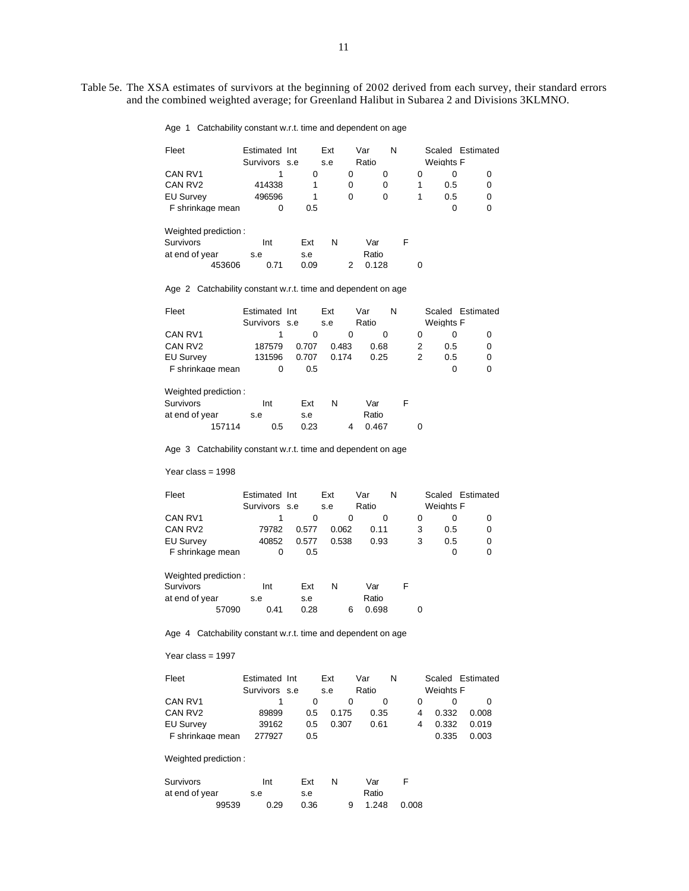Table 5e. The XSA estimates of survivors at the beginning of 2002 derived from each survey, their standard errors and the combined weighted average; for Greenland Halibut in Subarea 2 and Divisions 3KLMNO.

Age 1 Catchability constant w.r.t. time and dependent on age

| Fleet | Estimated Survivors | Int s.e | Ext s.e | Var Ratio | N | Scaled Weights | Estimated F |
|---|---|---|---|---|---|---|---|
| CAN RV1 | 1 | 0 | 0 | 0 | 0 | 0 | 0 |
| CAN RV2 | 414338 | 1 | 0 | 0 | 1 | 0.5 | 0 |
| EU Survey | 496596 | 1 | 0 | 0 | 1 | 0.5 | 0 |
| F shrinkage mean | 0 | 0.5 | | | | 0 | 0 |

Weighted prediction :

| Survivors at end of year | Int s.e | Ext s.e | N | Var Ratio | F |
|---|---|---|---|---|---|
| 453606 | 0.71 | 0.09 | 2 | 0.128 | 0 |

Age 2 Catchability constant w.r.t. time and dependent on age

| Fleet | Estimated Survivors | Int s.e | Ext s.e | Var Ratio | N | Scaled Weights | Estimated F |
|---|---|---|---|---|---|---|---|
| CAN RV1 | 1 | 0 | 0 | 0 | 0 | 0 | 0 |
| CAN RV2 | 187579 | 0.707 | 0.483 | 0.68 | 2 | 0.5 | 0 |
| EU Survey | 131596 | 0.707 | 0.174 | 0.25 | 2 | 0.5 | 0 |
| F shrinkage mean | 0 | 0.5 | | | | 0 | 0 |

Weighted prediction :

| Survivors at end of year | Int s.e | Ext s.e | N | Var Ratio | F |
|---|---|---|---|---|---|
| 157114 | 0.5 | 0.23 | 4 | 0.467 | 0 |

Age 3 Catchability constant w.r.t. time and dependent on age

Year class = 1998

| Fleet | Estimated Survivors | Int s.e | Ext s.e | Var Ratio | N | Scaled Weights | Estimated F |
|---|---|---|---|---|---|---|---|
| CAN RV1 | 1 | 0 | 0 | 0 | 0 | 0 | 0 |
| CAN RV2 | 79782 | 0.577 | 0.062 | 0.11 | 3 | 0.5 | 0 |
| EU Survey | 40852 | 0.577 | 0.538 | 0.93 | 3 | 0.5 | 0 |
| F shrinkage mean | 0 | 0.5 | | | | 0 | 0 |

Weighted prediction :

| Survivors at end of year | Int s.e | Ext s.e | N | Var Ratio | F |
|---|---|---|---|---|---|
| 57090 | 0.41 | 0.28 | 6 | 0.698 | 0 |

Age 4 Catchability constant w.r.t. time and dependent on age

Year class = 1997

| Fleet | Estimated Survivors | Int s.e | Ext s.e | Var Ratio | N | Scaled Weights | Estimated F |
|---|---|---|---|---|---|---|---|
| CAN RV1 | 1 | 0 | 0 | 0 | 0 | 0 | 0 |
| CAN RV2 | 89899 | 0.5 | 0.175 | 0.35 | 4 | 0.332 | 0.008 |
| EU Survey | 39162 | 0.5 | 0.307 | 0.61 | 4 | 0.332 | 0.019 |
| F shrinkage mean | 277927 | 0.5 | | | | 0.335 | 0.003 |

Weighted prediction :

| Survivors at end of year | Int s.e | Ext s.e | N | Var Ratio | F |
|---|---|---|---|---|---|
| 99539 | 0.29 | 0.36 | 9 | 1.248 | 0.008 |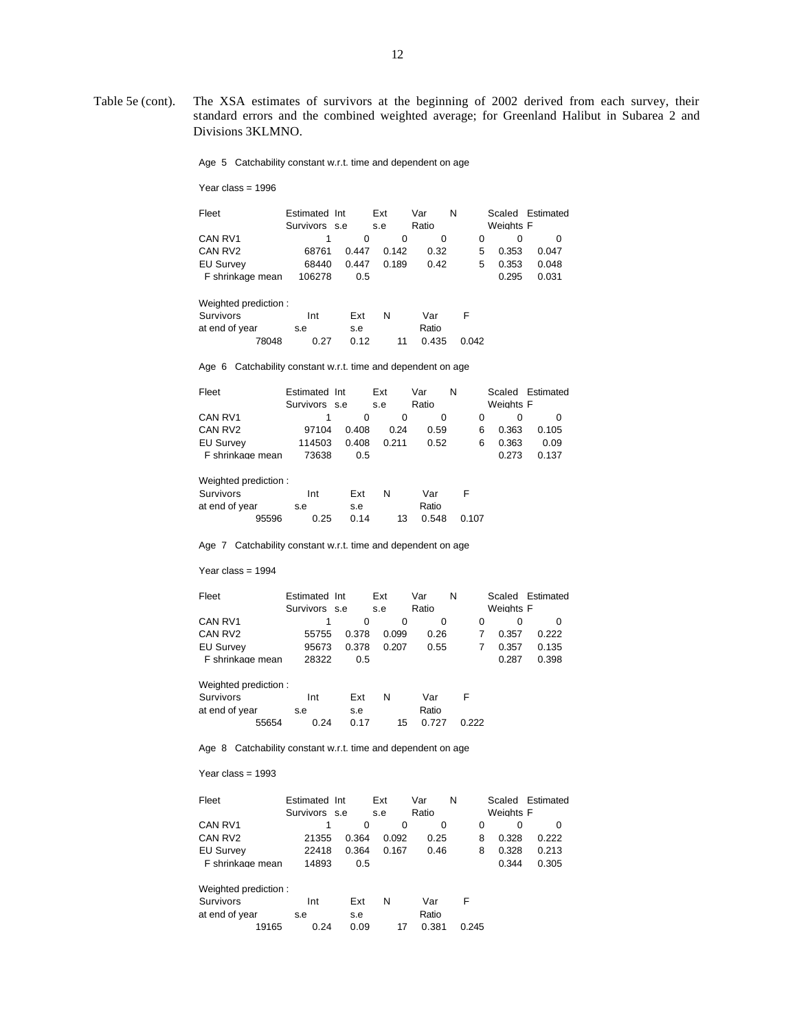Table 5e (cont). The XSA estimates of survivors at the beginning of 2002 derived from each survey, their standard errors and the combined weighted average; for Greenland Halibut in Subarea 2 and Divisions 3KLMNO.

Age 5 Catchability constant w.r.t. time and dependent on age

Year class = 1996

| Fleet | Estimated Survivors | Int s.e | Ext s.e | Var Ratio | N | Scaled Weights | Estimated F |
|---|---|---|---|---|---|---|---|
| CAN RV1 | 1 | 0 | 0 | 0 | 0 | 0 | 0 |
| CAN RV2 | 68761 | 0.447 | 0.142 | 0.32 | 5 | 0.353 | 0.047 |
| EU Survey | 68440 | 0.447 | 0.189 | 0.42 | 5 | 0.353 | 0.048 |
| F shrinkage mean | 106278 | 0.5 | | | | 0.295 | 0.031 |

Weighted prediction :

| Survivors at end of year | Int s.e | Ext s.e | N | Var Ratio | F |
|---|---|---|---|---|---|
| 78048 | 0.27 | 0.12 | 11 | 0.435 | 0.042 |

Age 6 Catchability constant w.r.t. time and dependent on age

| Fleet | Estimated Survivors | Int s.e | Ext s.e | Var Ratio | N | Scaled Weights | Estimated F |
|---|---|---|---|---|---|---|---|
| CAN RV1 | 1 | 0 | 0 | 0 | 0 | 0 | 0 |
| CAN RV2 | 97104 | 0.408 | 0.24 | 0.59 | 6 | 0.363 | 0.105 |
| EU Survey | 114503 | 0.408 | 0.211 | 0.52 | 6 | 0.363 | 0.09 |
| F shrinkage mean | 73638 | 0.5 | | | | 0.273 | 0.137 |

Weighted prediction :

| Survivors at end of year | Int s.e | Ext s.e | N | Var Ratio | F |
|---|---|---|---|---|---|
| 95596 | 0.25 | 0.14 | 13 | 0.548 | 0.107 |

Age 7 Catchability constant w.r.t. time and dependent on age

Year class = 1994

| Fleet | Estimated Survivors | Int s.e | Ext s.e | Var Ratio | N | Scaled Weights | Estimated F |
|---|---|---|---|---|---|---|---|
| CAN RV1 | 1 | 0 | 0 | 0 | 0 | 0 | 0 |
| CAN RV2 | 55755 | 0.378 | 0.099 | 0.26 | 7 | 0.357 | 0.222 |
| EU Survey | 95673 | 0.378 | 0.207 | 0.55 | 7 | 0.357 | 0.135 |
| F shrinkage mean | 28322 | 0.5 | | | | 0.287 | 0.398 |

Weighted prediction :

| Survivors at end of year | Int s.e | Ext s.e | N | Var Ratio | F |
|---|---|---|---|---|---|
| 55654 | 0.24 | 0.17 | 15 | 0.727 | 0.222 |

Age 8 Catchability constant w.r.t. time and dependent on age

Year class = 1993

| Fleet | Estimated Survivors | Int s.e | Ext s.e | Var Ratio | N | Scaled Weights | Estimated F |
|---|---|---|---|---|---|---|---|
| CAN RV1 | 1 | 0 | 0 | 0 | 0 | 0 | 0 |
| CAN RV2 | 21355 | 0.364 | 0.092 | 0.25 | 8 | 0.328 | 0.222 |
| EU Survey | 22418 | 0.364 | 0.167 | 0.46 | 8 | 0.328 | 0.213 |
| F shrinkage mean | 14893 | 0.5 | | | | 0.344 | 0.305 |

Weighted prediction :

| Survivors at end of year | Int s.e | Ext s.e | N | Var Ratio | F |
|---|---|---|---|---|---|
| 19165 | 0.24 | 0.09 | 17 | 0.381 | 0.245 |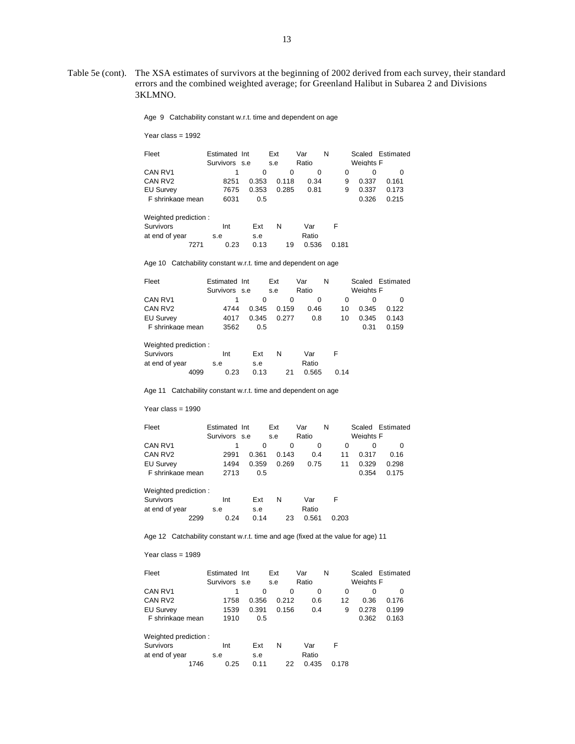Table 5e (cont). The XSA estimates of survivors at the beginning of 2002 derived from each survey, their standard errors and the combined weighted average; for Greenland Halibut in Subarea 2 and Divisions 3KLMNO.

Age 9 Catchability constant w.r.t. time and dependent on age

Year class = 1992

| Fleet | Estimated Survivors | Int s.e | Ext s.e | Var Ratio | N | Scaled Weights | Estimated F |
|---|---|---|---|---|---|---|---|
| CAN RV1 | 1 | 0 | 0 | 0 | 0 | 0 | 0 |
| CAN RV2 | 8251 | 0.353 | 0.118 | 0.34 | 9 | 0.337 | 0.161 |
| EU Survey | 7675 | 0.353 | 0.285 | 0.81 | 9 | 0.337 | 0.173 |
| F shrinkage mean | 6031 | 0.5 | | | | 0.326 | 0.215 |

Weighted prediction :

| Survivors at end of year | Int s.e | Ext s.e | N | Var Ratio | F |
|---|---|---|---|---|---|
| 7271 | 0.23 | 0.13 | 19 | 0.536 | 0.181 |

Age 10 Catchability constant w.r.t. time and dependent on age

| Fleet | Estimated Survivors | Int s.e | Ext s.e | Var Ratio | N | Scaled Weights | Estimated F |
|---|---|---|---|---|---|---|---|
| CAN RV1 | 1 | 0 | 0 | 0 | 0 | 0 | 0 |
| CAN RV2 | 4744 | 0.345 | 0.159 | 0.46 | 10 | 0.345 | 0.122 |
| EU Survey | 4017 | 0.345 | 0.277 | 0.8 | 10 | 0.345 | 0.143 |
| F shrinkage mean | 3562 | 0.5 | | | | 0.31 | 0.159 |

Weighted prediction :

| Survivors at end of year | Int s.e | Ext s.e | N | Var Ratio | F |
|---|---|---|---|---|---|
| 4099 | 0.23 | 0.13 | 21 | 0.565 | 0.14 |

Age 11 Catchability constant w.r.t. time and dependent on age

Year class = 1990

| Fleet | Estimated Survivors | Int s.e | Ext s.e | Var Ratio | N | Scaled Weights | Estimated F |
|---|---|---|---|---|---|---|---|
| CAN RV1 | 1 | 0 | 0 | 0 | 0 | 0 | 0 |
| CAN RV2 | 2991 | 0.361 | 0.143 | 0.4 | 11 | 0.317 | 0.16 |
| EU Survey | 1494 | 0.359 | 0.269 | 0.75 | 11 | 0.329 | 0.298 |
| F shrinkage mean | 2713 | 0.5 | | | | 0.354 | 0.175 |

Weighted prediction :

| Survivors at end of year | Int s.e | Ext s.e | N | Var Ratio | F |
|---|---|---|---|---|---|
| 2299 | 0.24 | 0.14 | 23 | 0.561 | 0.203 |

Age 12 Catchability constant w.r.t. time and age (fixed at the value for age) 11

Year class = 1989

| Fleet | Estimated Survivors | Int s.e | Ext s.e | Var Ratio | N | Scaled Weights | Estimated F |
|---|---|---|---|---|---|---|---|
| CAN RV1 | 1 | 0 | 0 | 0 | 0 | 0 | 0 |
| CAN RV2 | 1758 | 0.356 | 0.212 | 0.6 | 12 | 0.36 | 0.176 |
| EU Survey | 1539 | 0.391 | 0.156 | 0.4 | 9 | 0.278 | 0.199 |
| F shrinkage mean | 1910 | 0.5 | | | | 0.362 | 0.163 |

Weighted prediction :

| Survivors at end of year | Int s.e | Ext s.e | N | Var Ratio | F |
|---|---|---|---|---|---|
| 1746 | 0.25 | 0.11 | 22 | 0.435 | 0.178 |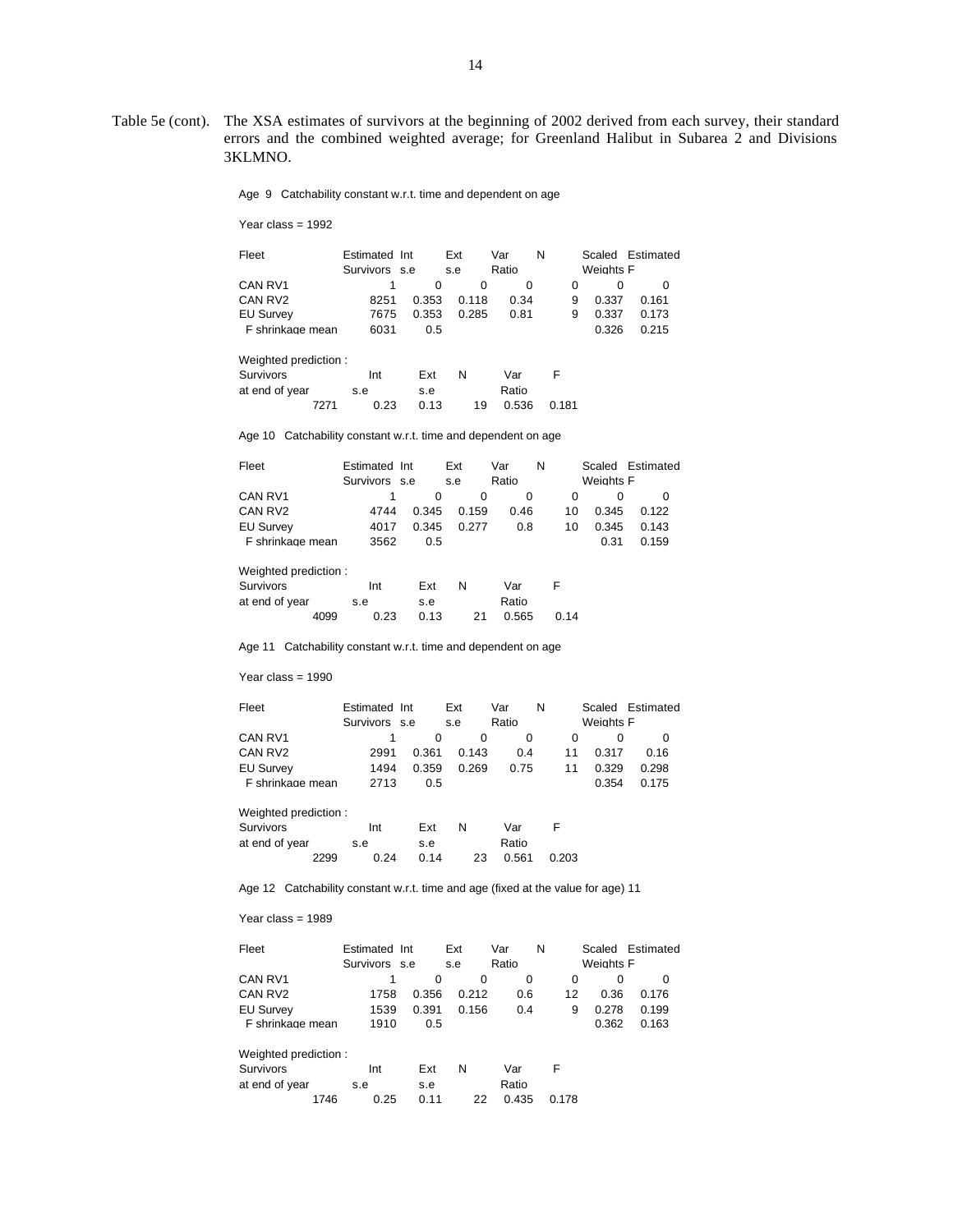Table 5e (cont). The XSA estimates of survivors at the beginning of 2002 derived from each survey, their standard errors and the combined weighted average; for Greenland Halibut in Subarea 2 and Divisions 3KLMNO.

Age 9 Catchability constant w.r.t. time and dependent on age

Year class = 1992

| Fleet | Estimated Survivors | Int s.e | Ext s.e | Var Ratio | N | Scaled Weights | Estimated F |
|---|---|---|---|---|---|---|---|
| CAN RV1 | 1 | 0 | 0 | 0 | 0 | 0 | 0 |
| CAN RV2 | 8251 | 0.353 | 0.118 | 0.34 | 9 | 0.337 | 0.161 |
| EU Survey | 7675 | 0.353 | 0.285 | 0.81 | 9 | 0.337 | 0.173 |
| F shrinkage mean | 6031 | 0.5 | | | | 0.326 | 0.215 |

Weighted prediction :

| Survivors at end of year | Int s.e | Ext s.e | N | Var Ratio | F |
|---|---|---|---|---|---|
| 7271 | 0.23 | 0.13 | 19 | 0.536 | 0.181 |

Age 10 Catchability constant w.r.t. time and dependent on age

| Fleet | Estimated Survivors | Int s.e | Ext s.e | Var Ratio | N | Scaled Weights | Estimated F |
|---|---|---|---|---|---|---|---|
| CAN RV1 | 1 | 0 | 0 | 0 | 0 | 0 | 0 |
| CAN RV2 | 4744 | 0.345 | 0.159 | 0.46 | 10 | 0.345 | 0.122 |
| EU Survey | 4017 | 0.345 | 0.277 | 0.8 | 10 | 0.345 | 0.143 |
| F shrinkage mean | 3562 | 0.5 | | | | 0.31 | 0.159 |

Weighted prediction :

| Survivors at end of year | Int s.e | Ext s.e | N | Var Ratio | F |
|---|---|---|---|---|---|
| 4099 | 0.23 | 0.13 | 21 | 0.565 | 0.14 |

Age 11 Catchability constant w.r.t. time and dependent on age

Year class = 1990

| Fleet | Estimated Survivors | Int s.e | Ext s.e | Var Ratio | N | Scaled Weights | Estimated F |
|---|---|---|---|---|---|---|---|
| CAN RV1 | 1 | 0 | 0 | 0 | 0 | 0 | 0 |
| CAN RV2 | 2991 | 0.361 | 0.143 | 0.4 | 11 | 0.317 | 0.16 |
| EU Survey | 1494 | 0.359 | 0.269 | 0.75 | 11 | 0.329 | 0.298 |
| F shrinkage mean | 2713 | 0.5 | | | | 0.354 | 0.175 |

Weighted prediction :

| Survivors at end of year | Int s.e | Ext s.e | N | Var Ratio | F |
|---|---|---|---|---|---|
| 2299 | 0.24 | 0.14 | 23 | 0.561 | 0.203 |

Age 12 Catchability constant w.r.t. time and age (fixed at the value for age) 11

Year class = 1989

| Fleet | Estimated Survivors | Int s.e | Ext s.e | Var Ratio | N | Scaled Weights | Estimated F |
|---|---|---|---|---|---|---|---|
| CAN RV1 | 1 | 0 | 0 | 0 | 0 | 0 | 0 |
| CAN RV2 | 1758 | 0.356 | 0.212 | 0.6 | 12 | 0.36 | 0.176 |
| EU Survey | 1539 | 0.391 | 0.156 | 0.4 | 9 | 0.278 | 0.199 |
| F shrinkage mean | 1910 | 0.5 | | | | 0.362 | 0.163 |

Weighted prediction :

| Survivors at end of year | Int s.e | Ext s.e | N | Var Ratio | F |
|---|---|---|---|---|---|
| 1746 | 0.25 | 0.11 | 22 | 0.435 | 0.178 |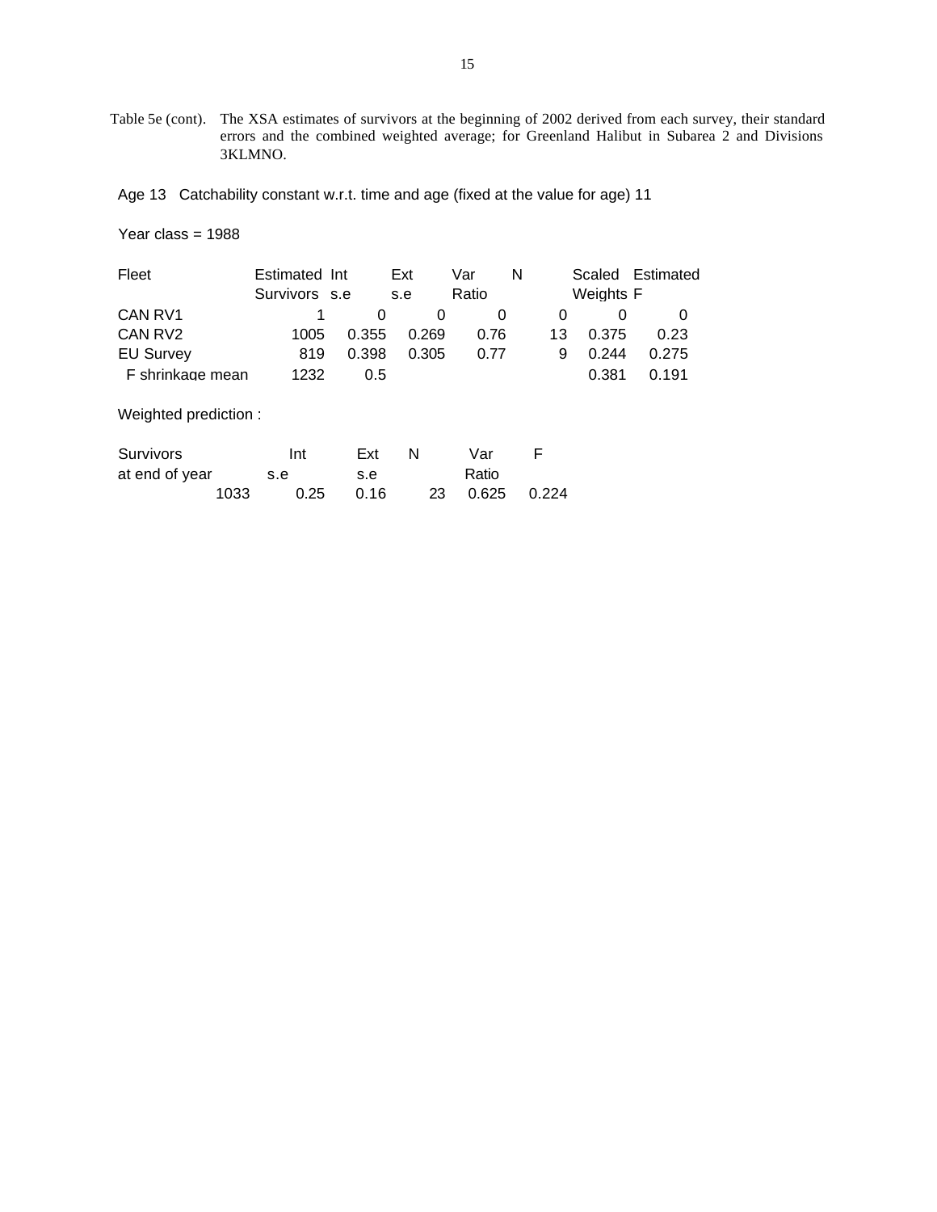Table 5e (cont). The XSA estimates of survivors at the beginning of 2002 derived from each survey, their standard errors and the combined weighted average; for Greenland Halibut in Subarea 2 and Divisions 3KLMNO.

Age 13 Catchability constant w.r.t. time and age (fixed at the value for age) 11

Year class = 1988

| Fleet | Estimated Survivors | Int s.e | Ext s.e | Var Ratio | N | Scaled Weights | Estimated F |
|---|---|---|---|---|---|---|---|
| CAN RV1 | 1 | 0 | 0 | 0 | 0 | 0 | 0 |
| CAN RV2 | 1005 | 0.355 | 0.269 | 0.76 | 13 | 0.375 | 0.23 |
| EU Survey | 819 | 0.398 | 0.305 | 0.77 | 9 | 0.244 | 0.275 |
| F shrinkage mean | 1232 | 0.5 | | | | 0.381 | 0.191 |

Weighted prediction :

| Survivors at end of year | Int s.e | Ext s.e | N | Var Ratio | F |
|---|---|---|---|---|---|
| 1033 | 0.25 | 0.16 | 23 | 0.625 | 0.224 |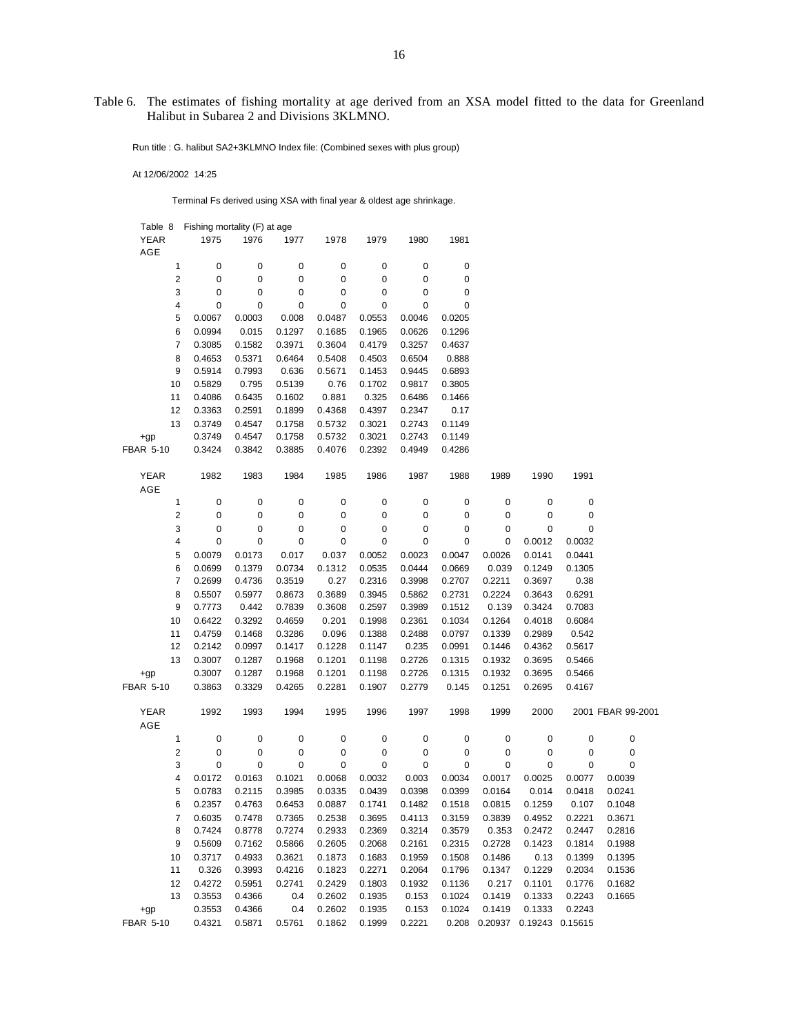Table 6. The estimates of fishing mortality at age derived from an XSA model fitted to the data for Greenland Halibut in Subarea 2 and Divisions 3KLMNO.

Run title : G. halibut SA2+3KLMNO Index file: (Combined sexes with plus group)

At 12/06/2002 14:25

Terminal Fs derived using XSA with final year & oldest age shrinkage.

Table 8 Fishing mortality (F) at age

| YEAR | 1975 | 1976 | 1977 | 1978 | 1979 | 1980 | 1981 |
|---|---|---|---|---|---|---|---|
| AGE | | | | | | | |
| 1 | 0 | 0 | 0 | 0 | 0 | 0 | 0 |
| 2 | 0 | 0 | 0 | 0 | 0 | 0 | 0 |
| 3 | 0 | 0 | 0 | 0 | 0 | 0 | 0 |
| 4 | 0 | 0 | 0 | 0 | 0 | 0 | 0 |
| 5 | 0.0067 | 0.0003 | 0.008 | 0.0487 | 0.0553 | 0.0046 | 0.0205 |
| 6 | 0.0994 | 0.015 | 0.1297 | 0.1685 | 0.1965 | 0.0626 | 0.1296 |
| 7 | 0.3085 | 0.1582 | 0.3971 | 0.3604 | 0.4179 | 0.3257 | 0.4637 |
| 8 | 0.4653 | 0.5371 | 0.6464 | 0.5408 | 0.4503 | 0.6504 | 0.888 |
| 9 | 0.5914 | 0.7993 | 0.636 | 0.5671 | 0.1453 | 0.9445 | 0.6893 |
| 10 | 0.5829 | 0.795 | 0.5139 | 0.76 | 0.1702 | 0.9817 | 0.3805 |
| 11 | 0.4086 | 0.6435 | 0.1602 | 0.881 | 0.325 | 0.6486 | 0.1466 |
| 12 | 0.3363 | 0.2591 | 0.1899 | 0.4368 | 0.4397 | 0.2347 | 0.17 |
| 13 | 0.3749 | 0.4547 | 0.1758 | 0.5732 | 0.3021 | 0.2743 | 0.1149 |
| +gp | 0.3749 | 0.4547 | 0.1758 | 0.5732 | 0.3021 | 0.2743 | 0.1149 |
| FBAR 5-10 | 0.3424 | 0.3842 | 0.3885 | 0.4076 | 0.2392 | 0.4949 | 0.4286 |

| YEAR | 1982 | 1983 | 1984 | 1985 | 1986 | 1987 | 1988 | 1989 | 1990 | 1991 |
|---|---|---|---|---|---|---|---|---|---|---|
| AGE | | | | | | | | | | |
| 1 | 0 | 0 | 0 | 0 | 0 | 0 | 0 | 0 | 0 | 0 |
| 2 | 0 | 0 | 0 | 0 | 0 | 0 | 0 | 0 | 0 | 0 |
| 3 | 0 | 0 | 0 | 0 | 0 | 0 | 0 | 0 | 0 | 0 |
| 4 | 0 | 0 | 0 | 0 | 0 | 0 | 0 | 0 | 0.0012 | 0.0032 |
| 5 | 0.0079 | 0.0173 | 0.017 | 0.037 | 0.0052 | 0.0023 | 0.0047 | 0.0026 | 0.0141 | 0.0441 |
| 6 | 0.0699 | 0.1379 | 0.0734 | 0.1312 | 0.0535 | 0.0444 | 0.0669 | 0.039 | 0.1249 | 0.1305 |
| 7 | 0.2699 | 0.4736 | 0.3519 | 0.27 | 0.2316 | 0.3998 | 0.2707 | 0.2211 | 0.3697 | 0.38 |
| 8 | 0.5507 | 0.5977 | 0.8673 | 0.3689 | 0.3945 | 0.5862 | 0.2731 | 0.2224 | 0.3643 | 0.6291 |
| 9 | 0.7773 | 0.442 | 0.7839 | 0.3608 | 0.2597 | 0.3989 | 0.1512 | 0.139 | 0.3424 | 0.7083 |
| 10 | 0.6422 | 0.3292 | 0.4659 | 0.201 | 0.1998 | 0.2361 | 0.1034 | 0.1264 | 0.4018 | 0.6084 |
| 11 | 0.4759 | 0.1468 | 0.3286 | 0.096 | 0.1388 | 0.2488 | 0.0797 | 0.1339 | 0.2989 | 0.542 |
| 12 | 0.2142 | 0.0997 | 0.1417 | 0.1228 | 0.1147 | 0.235 | 0.0991 | 0.1446 | 0.4362 | 0.5617 |
| 13 | 0.3007 | 0.1287 | 0.1968 | 0.1201 | 0.1198 | 0.2726 | 0.1315 | 0.1932 | 0.3695 | 0.5466 |
| +gp | 0.3007 | 0.1287 | 0.1968 | 0.1201 | 0.1198 | 0.2726 | 0.1315 | 0.1932 | 0.3695 | 0.5466 |
| FBAR 5-10 | 0.3863 | 0.3329 | 0.4265 | 0.2281 | 0.1907 | 0.2779 | 0.145 | 0.1251 | 0.2695 | 0.4167 |

| YEAR | 1992 | 1993 | 1994 | 1995 | 1996 | 1997 | 1998 | 1999 | 2000 | 2001 | FBAR 99-2001 |
|---|---|---|---|---|---|---|---|---|---|---|---|
| AGE | | | | | | | | | | | |
| 1 | 0 | 0 | 0 | 0 | 0 | 0 | 0 | 0 | 0 | 0 | 0 |
| 2 | 0 | 0 | 0 | 0 | 0 | 0 | 0 | 0 | 0 | 0 | 0 |
| 3 | 0 | 0 | 0 | 0 | 0 | 0 | 0 | 0 | 0 | 0 | 0 |
| 4 | 0.0172 | 0.0163 | 0.1021 | 0.0068 | 0.0032 | 0.003 | 0.0034 | 0.0017 | 0.0025 | 0.0077 | 0.0039 |
| 5 | 0.0783 | 0.2115 | 0.3985 | 0.0335 | 0.0439 | 0.0398 | 0.0399 | 0.0164 | 0.014 | 0.0418 | 0.0241 |
| 6 | 0.2357 | 0.4763 | 0.6453 | 0.0887 | 0.1741 | 0.1482 | 0.1518 | 0.0815 | 0.1259 | 0.107 | 0.1048 |
| 7 | 0.6035 | 0.7478 | 0.7365 | 0.2538 | 0.3695 | 0.4113 | 0.3159 | 0.3839 | 0.4952 | 0.2221 | 0.3671 |
| 8 | 0.7424 | 0.8778 | 0.7274 | 0.2933 | 0.2369 | 0.3214 | 0.3579 | 0.353 | 0.2472 | 0.2447 | 0.2816 |
| 9 | 0.5609 | 0.7162 | 0.5866 | 0.2605 | 0.2068 | 0.2161 | 0.2315 | 0.2728 | 0.1423 | 0.1814 | 0.1988 |
| 10 | 0.3717 | 0.4933 | 0.3621 | 0.1873 | 0.1683 | 0.1959 | 0.1508 | 0.1486 | 0.13 | 0.1399 | 0.1395 |
| 11 | 0.326 | 0.3993 | 0.4216 | 0.1823 | 0.2271 | 0.2064 | 0.1796 | 0.1347 | 0.1229 | 0.2034 | 0.1536 |
| 12 | 0.4272 | 0.5951 | 0.2741 | 0.2429 | 0.1803 | 0.1932 | 0.1136 | 0.217 | 0.1101 | 0.1776 | 0.1682 |
| 13 | 0.3553 | 0.4366 | 0.4 | 0.2602 | 0.1935 | 0.153 | 0.1024 | 0.1419 | 0.1333 | 0.2243 | 0.1665 |
| +gp | 0.3553 | 0.4366 | 0.4 | 0.2602 | 0.1935 | 0.153 | 0.1024 | 0.1419 | 0.1333 | 0.2243 | |
| FBAR 5-10 | 0.4321 | 0.5871 | 0.5761 | 0.1862 | 0.1999 | 0.2221 | 0.208 | 0.20937 | 0.19243 | 0.15615 | |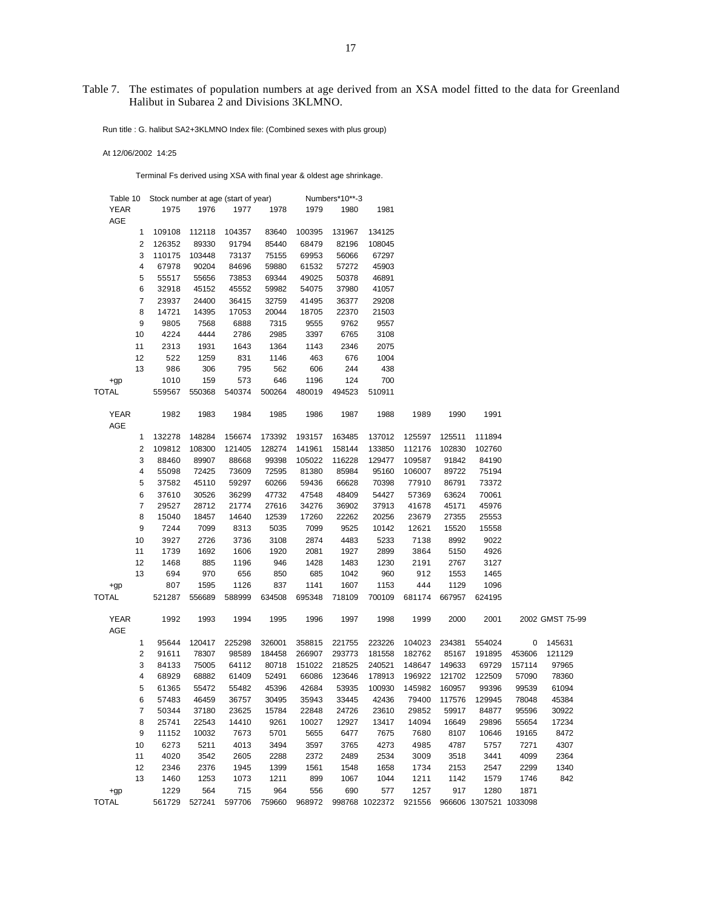Table 7. The estimates of population numbers at age derived from an XSA model fitted to the data for Greenland Halibut in Subarea 2 and Divisions 3KLMNO.

Run title : G. halibut SA2+3KLMNO Index file: (Combined sexes with plus group)

At 12/06/2002 14:25

Terminal Fs derived using XSA with final year & oldest age shrinkage.

Table 10 Stock number at age (start of year) Numbers*10**-3

| YEAR | 1975 | 1976 | 1977 | 1978 | 1979 | 1980 | 1981 |
|---|---|---|---|---|---|---|---|
| AGE | | | | | | | |
| 1 | 109108 | 112118 | 104357 | 83640 | 100395 | 131967 | 134125 |
| 2 | 126352 | 89330 | 91794 | 85440 | 68479 | 82196 | 108045 |
| 3 | 110175 | 103448 | 73137 | 75155 | 69953 | 56066 | 67297 |
| 4 | 67978 | 90204 | 84696 | 59880 | 61532 | 57272 | 45903 |
| 5 | 55517 | 55656 | 73853 | 69344 | 49025 | 50378 | 46891 |
| 6 | 32918 | 45152 | 45552 | 59982 | 54075 | 37980 | 41057 |
| 7 | 23937 | 24400 | 36415 | 32759 | 41495 | 36377 | 29208 |
| 8 | 14721 | 14395 | 17053 | 20044 | 18705 | 22370 | 21503 |
| 9 | 9805 | 7568 | 6888 | 7315 | 9555 | 9762 | 9557 |
| 10 | 4224 | 4444 | 2786 | 2985 | 3397 | 6765 | 3108 |
| 11 | 2313 | 1931 | 1643 | 1364 | 1143 | 2346 | 2075 |
| 12 | 522 | 1259 | 831 | 1146 | 463 | 676 | 1004 |
| 13 | 986 | 306 | 795 | 562 | 606 | 244 | 438 |
| +gp | 1010 | 159 | 573 | 646 | 1196 | 124 | 700 |
| TOTAL | 559567 | 550368 | 540374 | 500264 | 480019 | 494523 | 510911 |

| YEAR | 1982 | 1983 | 1984 | 1985 | 1986 | 1987 | 1988 | 1989 | 1990 | 1991 |
|---|---|---|---|---|---|---|---|---|---|---|
| AGE | | | | | | | | | | |
| 1 | 132278 | 148284 | 156674 | 173392 | 193157 | 163485 | 137012 | 125597 | 125511 | 111894 |
| 2 | 109812 | 108300 | 121405 | 128274 | 141961 | 158144 | 133850 | 112176 | 102830 | 102760 |
| 3 | 88460 | 89907 | 88668 | 99398 | 105022 | 116228 | 129477 | 109587 | 91842 | 84190 |
| 4 | 55098 | 72425 | 73609 | 72595 | 81380 | 85984 | 95160 | 106007 | 89722 | 75194 |
| 5 | 37582 | 45110 | 59297 | 60266 | 59436 | 66628 | 70398 | 77910 | 86791 | 73372 |
| 6 | 37610 | 30526 | 36299 | 47732 | 47548 | 48409 | 54427 | 57369 | 63624 | 70061 |
| 7 | 29527 | 28712 | 21774 | 27616 | 34276 | 36902 | 37913 | 41678 | 45171 | 45976 |
| 8 | 15040 | 18457 | 14640 | 12539 | 17260 | 22262 | 20256 | 23679 | 27355 | 25553 |
| 9 | 7244 | 7099 | 8313 | 5035 | 7099 | 9525 | 10142 | 12621 | 15520 | 15558 |
| 10 | 3927 | 2726 | 3736 | 3108 | 2874 | 4483 | 5233 | 7138 | 8992 | 9022 |
| 11 | 1739 | 1692 | 1606 | 1920 | 2081 | 1927 | 2899 | 3864 | 5150 | 4926 |
| 12 | 1468 | 885 | 1196 | 946 | 1428 | 1483 | 1230 | 2191 | 2767 | 3127 |
| 13 | 694 | 970 | 656 | 850 | 685 | 1042 | 960 | 912 | 1553 | 1465 |
| +gp | 807 | 1595 | 1126 | 837 | 1141 | 1607 | 1153 | 444 | 1129 | 1096 |
| TOTAL | 521287 | 556689 | 588999 | 634508 | 695348 | 718109 | 700109 | 681174 | 667957 | 624195 |

| YEAR | 1992 | 1993 | 1994 | 1995 | 1996 | 1997 | 1998 | 1999 | 2000 | 2001 | 2002 | GMST 75-99 |
|---|---|---|---|---|---|---|---|---|---|---|---|---|
| AGE | | | | | | | | | | | | |
| 1 | 95644 | 120417 | 225298 | 326001 | 358815 | 221755 | 223226 | 104023 | 234381 | 554024 | 0 | 145631 |
| 2 | 91611 | 78307 | 98589 | 184458 | 266907 | 293773 | 181558 | 182762 | 85167 | 191895 | 453606 | 121129 |
| 3 | 84133 | 75005 | 64112 | 80718 | 151022 | 218525 | 240521 | 148647 | 149633 | 69729 | 157114 | 97965 |
| 4 | 68929 | 68882 | 61409 | 52491 | 66086 | 123646 | 178913 | 196922 | 121702 | 122509 | 57090 | 78360 |
| 5 | 61365 | 55472 | 55482 | 45396 | 42684 | 53935 | 100930 | 145982 | 160957 | 99396 | 99539 | 61094 |
| 6 | 57483 | 46459 | 36757 | 30495 | 35943 | 33445 | 42436 | 79400 | 117576 | 129945 | 78048 | 45384 |
| 7 | 50344 | 37180 | 23625 | 15784 | 22848 | 24726 | 23610 | 29852 | 59917 | 84877 | 95596 | 30922 |
| 8 | 25741 | 22543 | 14410 | 9261 | 10027 | 12927 | 13417 | 14094 | 16649 | 29896 | 55654 | 17234 |
| 9 | 11152 | 10032 | 7673 | 5701 | 5655 | 6477 | 7675 | 7680 | 8107 | 10646 | 19165 | 8472 |
| 10 | 6273 | 5211 | 4013 | 3494 | 3597 | 3765 | 4273 | 4985 | 4787 | 5757 | 7271 | 4307 |
| 11 | 4020 | 3542 | 2605 | 2288 | 2372 | 2489 | 2534 | 3009 | 3518 | 3441 | 4099 | 2364 |
| 12 | 2346 | 2376 | 1945 | 1399 | 1561 | 1548 | 1658 | 1734 | 2153 | 2547 | 2299 | 1340 |
| 13 | 1460 | 1253 | 1073 | 1211 | 899 | 1067 | 1044 | 1211 | 1142 | 1579 | 1746 | 842 |
| +gp | 1229 | 564 | 715 | 964 | 556 | 690 | 577 | 1257 | 917 | 1280 | 1871 | |
| TOTAL | 561729 | 527241 | 597706 | 759660 | 968972 | 998768 | 1022372 | 921556 | 966606 | 1307521 | 1033098 | |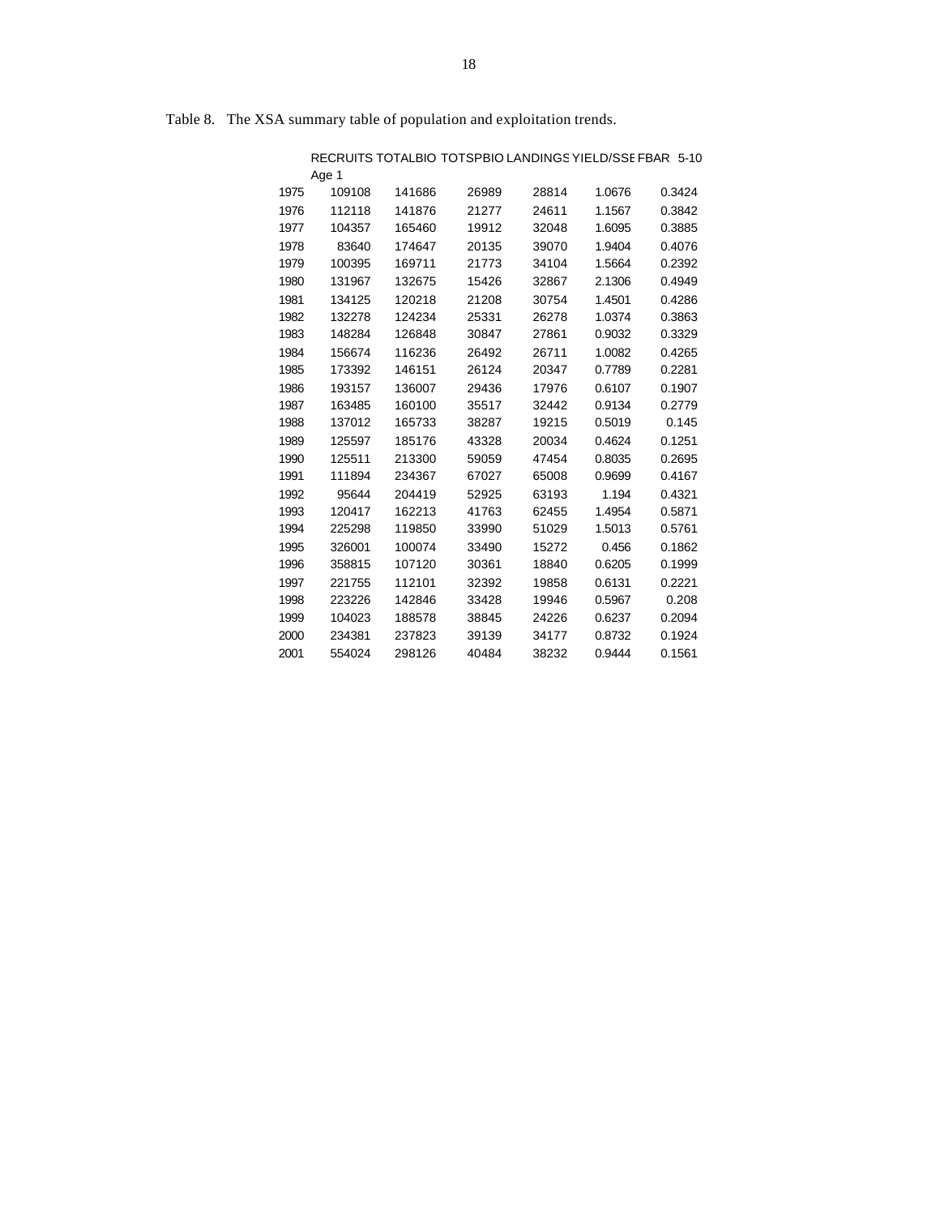Table 8. The XSA summary table of population and exploitation trends.

| | RECRUITS Age 1 | TOTALBIO | TOTSPBIO | LANDINGS | YIELD/SSB | FBAR 5-10 |
|---|---|---|---|---|---|---|
| 1975 | 109108 | 141686 | 26989 | 28814 | 1.0676 | 0.3424 |
| 1976 | 112118 | 141876 | 21277 | 24611 | 1.1567 | 0.3842 |
| 1977 | 104357 | 165460 | 19912 | 32048 | 1.6095 | 0.3885 |
| 1978 | 83640 | 174647 | 20135 | 39070 | 1.9404 | 0.4076 |
| 1979 | 100395 | 169711 | 21773 | 34104 | 1.5664 | 0.2392 |
| 1980 | 131967 | 132675 | 15426 | 32867 | 2.1306 | 0.4949 |
| 1981 | 134125 | 120218 | 21208 | 30754 | 1.4501 | 0.4286 |
| 1982 | 132278 | 124234 | 25331 | 26278 | 1.0374 | 0.3863 |
| 1983 | 148284 | 126848 | 30847 | 27861 | 0.9032 | 0.3329 |
| 1984 | 156674 | 116236 | 26492 | 26711 | 1.0082 | 0.4265 |
| 1985 | 173392 | 146151 | 26124 | 20347 | 0.7789 | 0.2281 |
| 1986 | 193157 | 136007 | 29436 | 17976 | 0.6107 | 0.1907 |
| 1987 | 163485 | 160100 | 35517 | 32442 | 0.9134 | 0.2779 |
| 1988 | 137012 | 165733 | 38287 | 19215 | 0.5019 | 0.145 |
| 1989 | 125597 | 185176 | 43328 | 20034 | 0.4624 | 0.1251 |
| 1990 | 125511 | 213300 | 59059 | 47454 | 0.8035 | 0.2695 |
| 1991 | 111894 | 234367 | 67027 | 65008 | 0.9699 | 0.4167 |
| 1992 | 95644 | 204419 | 52925 | 63193 | 1.194 | 0.4321 |
| 1993 | 120417 | 162213 | 41763 | 62455 | 1.4954 | 0.5871 |
| 1994 | 225298 | 119850 | 33990 | 51029 | 1.5013 | 0.5761 |
| 1995 | 326001 | 100074 | 33490 | 15272 | 0.456 | 0.1862 |
| 1996 | 358815 | 107120 | 30361 | 18840 | 0.6205 | 0.1999 |
| 1997 | 221755 | 112101 | 32392 | 19858 | 0.6131 | 0.2221 |
| 1998 | 223226 | 142846 | 33428 | 19946 | 0.5967 | 0.208 |
| 1999 | 104023 | 188578 | 38845 | 24226 | 0.6237 | 0.2094 |
| 2000 | 234381 | 237823 | 39139 | 34177 | 0.8732 | 0.1924 |
| 2001 | 554024 | 298126 | 40484 | 38232 | 0.9444 | 0.1561 |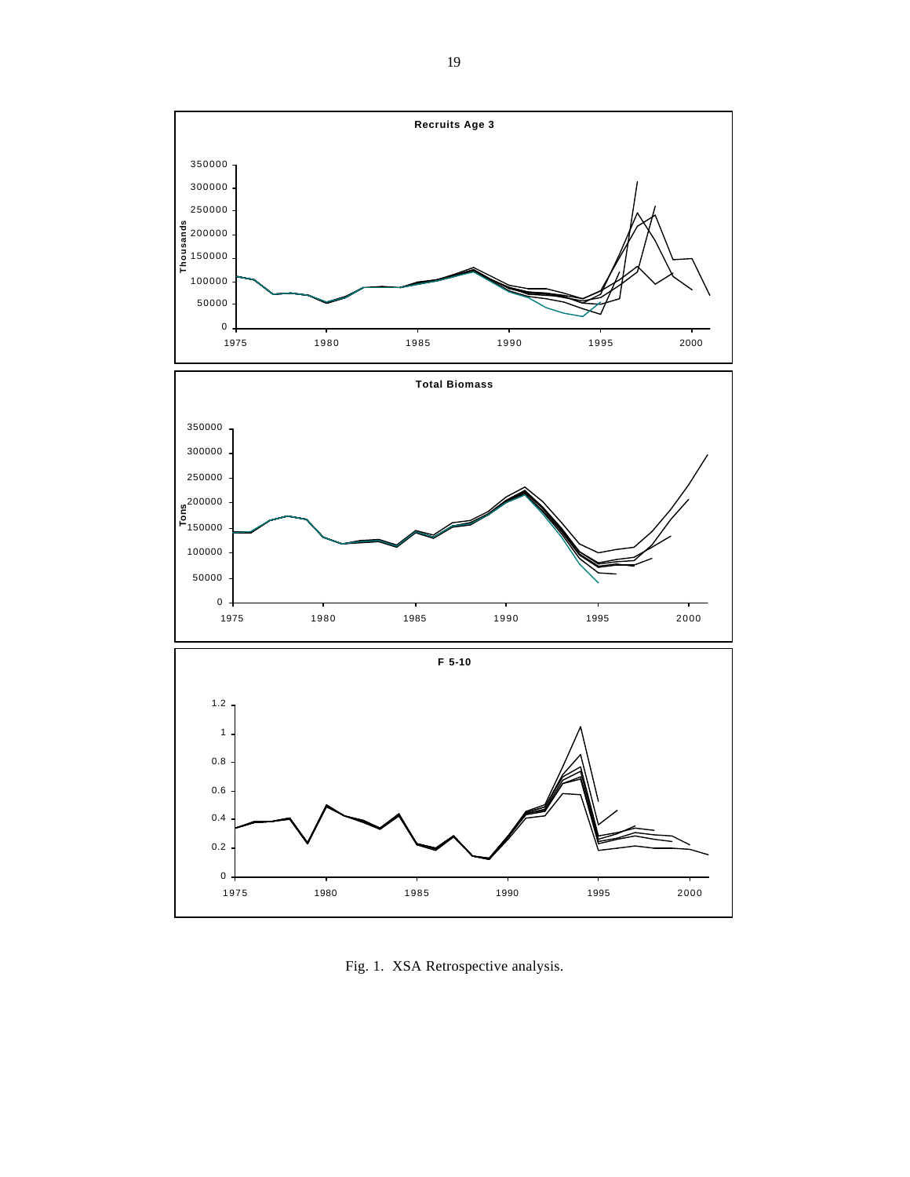Fig. 1. XSA Retrospective analysis.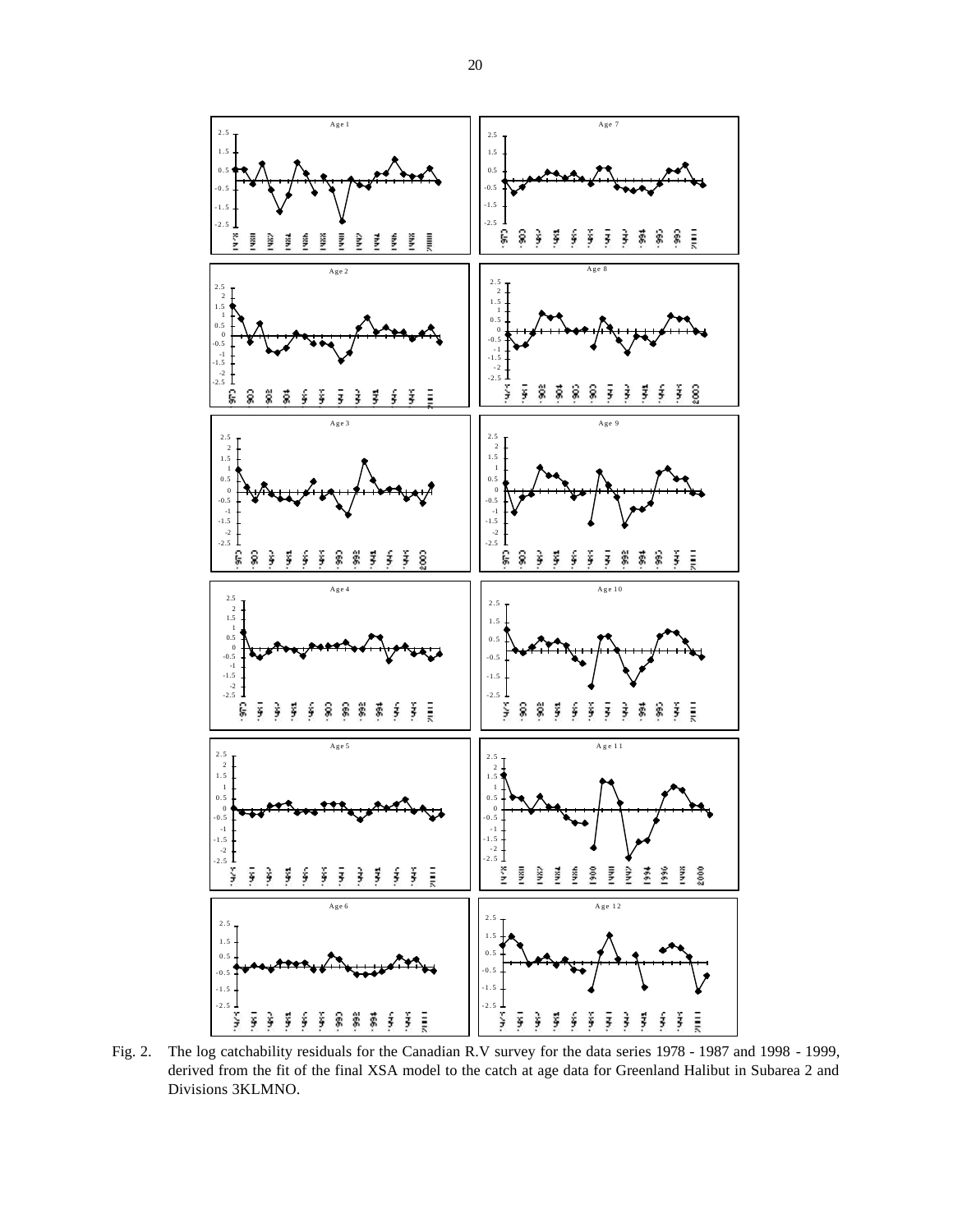Fig. 2. The log catchability residuals for the Canadian R.V survey for the data series 1978 - 1987 and 1998 - 1999, derived from the fit of the final XSA model to the catch at age data for Greenland Halibut in Subarea 2 and Divisions 3KLMNO.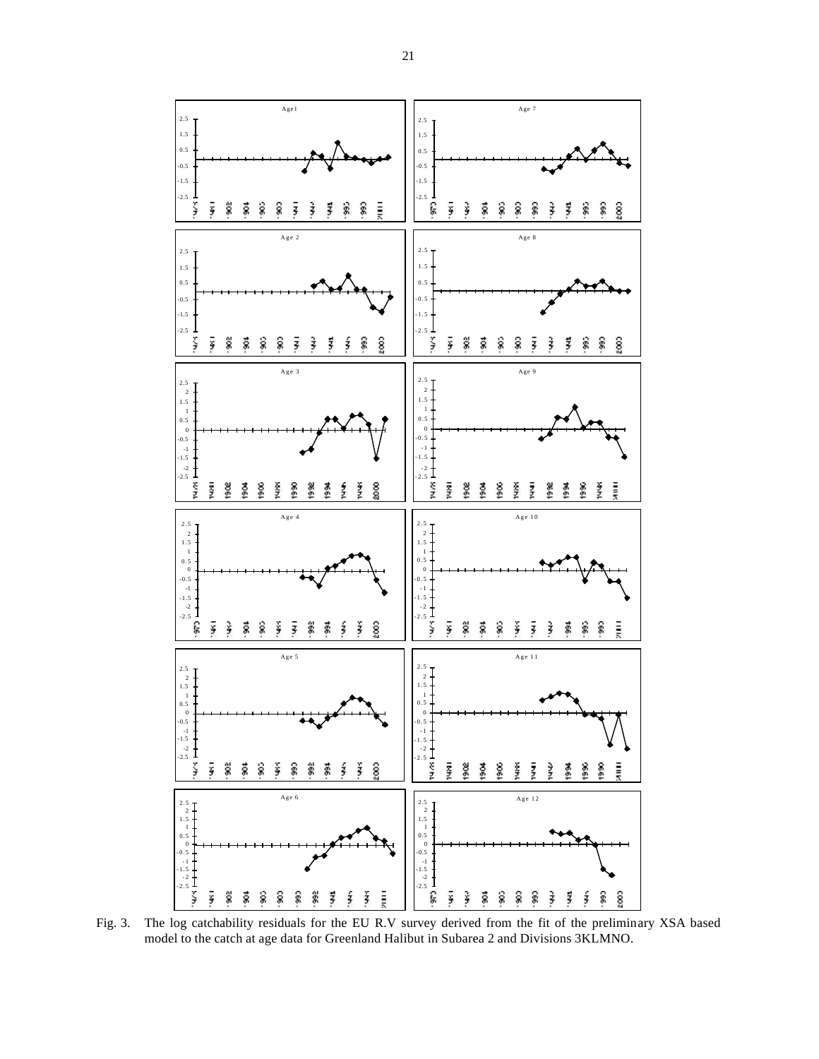Fig. 3. The log catchability residuals for the EU R.V survey derived from the fit of the preliminary XSA based model to the catch at age data for Greenland Halibut in Subarea 2 and Divisions 3KLMNO.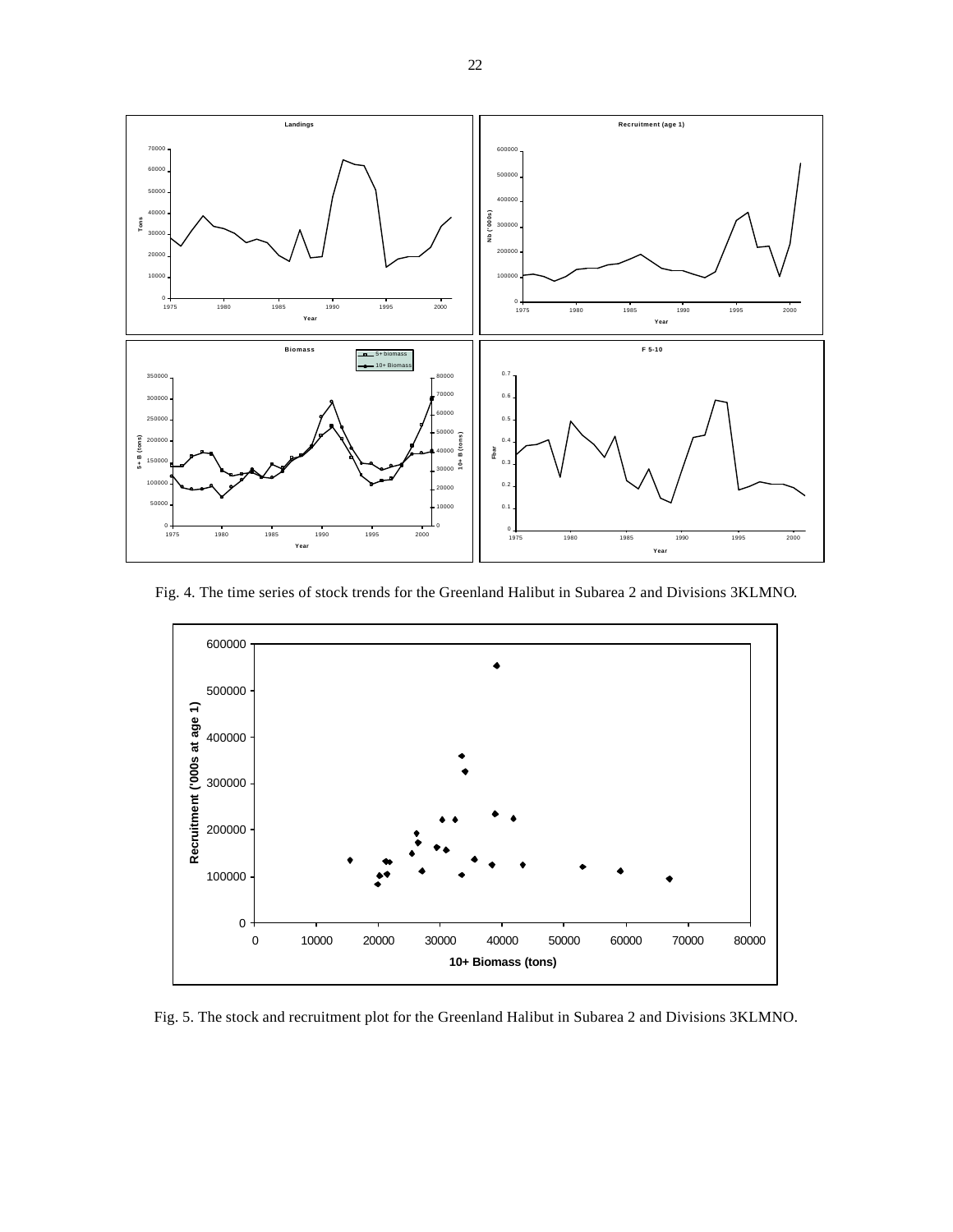Landings

70000
60000
50000
40000
30000
20000
10000
0

Tons

1975 1980 1985 1990 1995 2000

Year

Recruitment (age 1)

600000
500000
400000
300000
200000
100000
0

Nb ('000s)

1975 1980 1985 1990 1995 2000

Year

Biomass

5+ biomass
10+ Biomass

350000
300000
250000
200000
150000
100000
50000
0

5+ B (tons)

80000
70000
60000
50000
40000
30000
20000
10000
0

10+ B (tons)

1975 1980 1985 1990 1995 2000

Year

F 5-10

0.7
0.6
0.5
0.4
0.3
0.2
0.1
0

Fbar

1975 1980 1985 1990 1995 2000

Year

Fig. 4. The time series of stock trends for the Greenland Halibut in Subarea 2 and Divisions 3KLMNO.

600000
500000
400000
300000
200000
100000
0

Recruitment ('000s at age 1)

0 10000 20000 30000 40000 50000 60000 70000 80000

10+ Biomass (tons)

Fig. 5. The stock and recruitment plot for the Greenland Halibut in Subarea 2 and Divisions 3KLMNO.